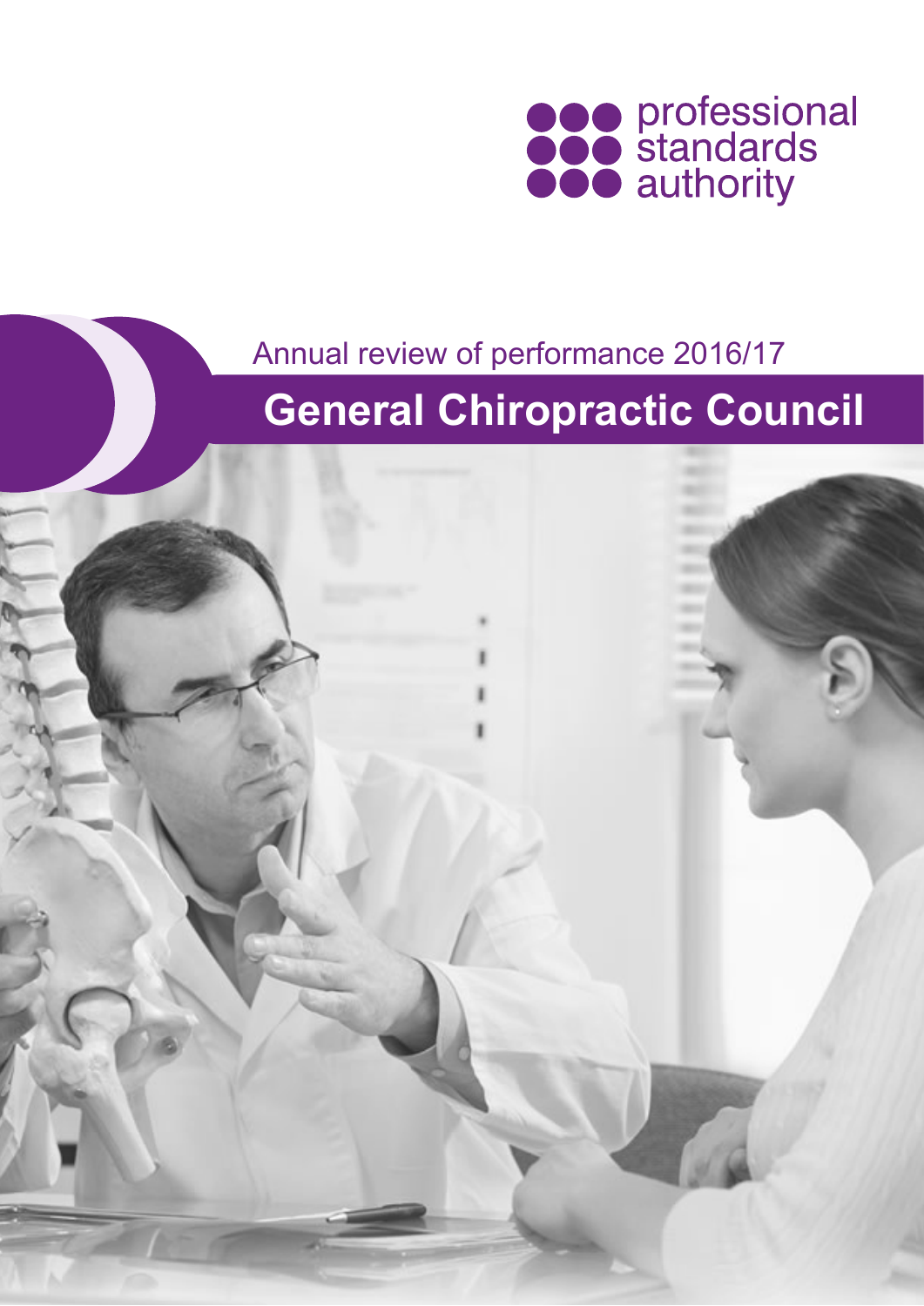professional standards authority

Annual review of performance 2016/17

# General Chiropractic Council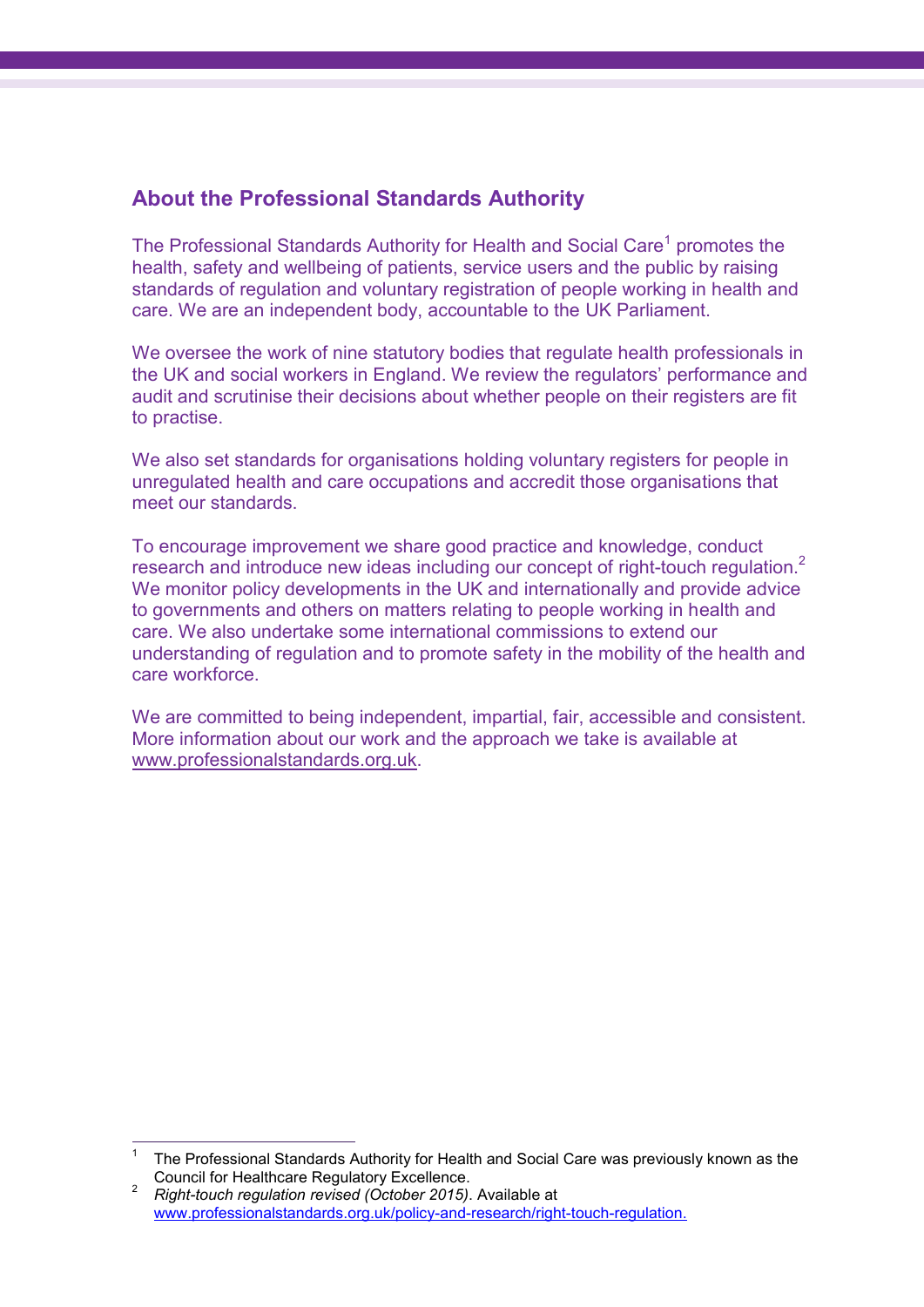## About the Professional Standards Authority

The Professional Standards Authority for Health and Social Care[1] promotes the health, safety and wellbeing of patients, service users and the public by raising standards of regulation and voluntary registration of people working in health and care. We are an independent body, accountable to the UK Parliament.

We oversee the work of nine statutory bodies that regulate health professionals in the UK and social workers in England. We review the regulators' performance and audit and scrutinise their decisions about whether people on their registers are fit to practise.

We also set standards for organisations holding voluntary registers for people in unregulated health and care occupations and accredit those organisations that meet our standards.

To encourage improvement we share good practice and knowledge, conduct research and introduce new ideas including our concept of right-touch regulation.[2] We monitor policy developments in the UK and internationally and provide advice to governments and others on matters relating to people working in health and care. We also undertake some international commissions to extend our understanding of regulation and to promote safety in the mobility of the health and care workforce.

We are committed to being independent, impartial, fair, accessible and consistent. More information about our work and the approach we take is available at www.professionalstandards.org.uk.

---

[1] The Professional Standards Authority for Health and Social Care was previously known as the Council for Healthcare Regulatory Excellence.

[2] *Right-touch regulation revised (October 2015)*. Available at www.professionalstandards.org.uk/policy-and-research/right-touch-regulation.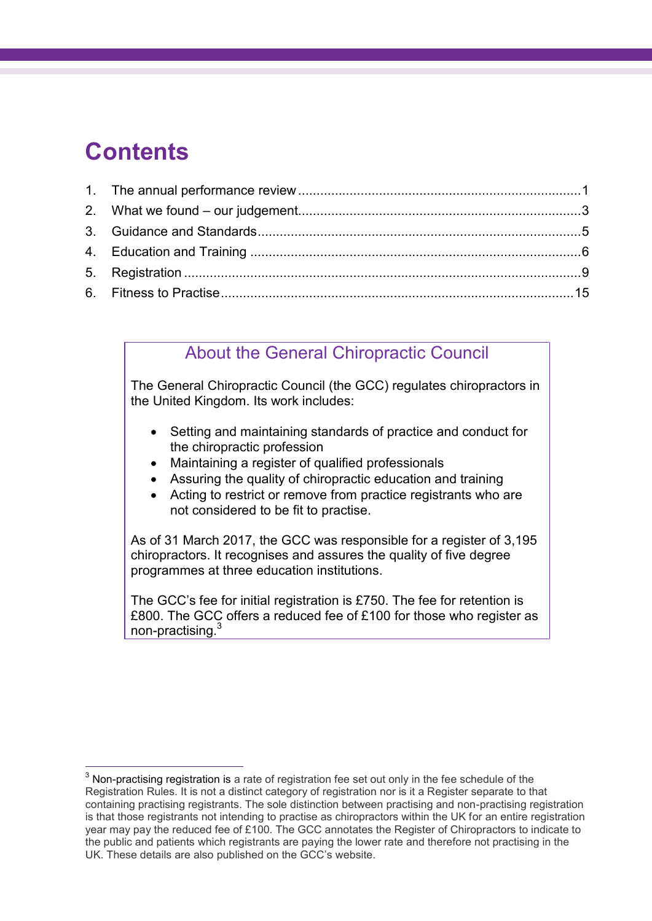# Contents

1. The annual performance review ........................................................................... 1
2. What we found – our judgement........................................................................... 3
3. Guidance and Standards....................................................................................... 5
4. Education and Training ......................................................................................... 6
5. Registration .......................................................................................................... 9
6. Fitness to Practise............................................................................................... 15

## About the General Chiropractic Council

The General Chiropractic Council (the GCC) regulates chiropractors in the United Kingdom. Its work includes:

- Setting and maintaining standards of practice and conduct for the chiropractic profession
- Maintaining a register of qualified professionals
- Assuring the quality of chiropractic education and training
- Acting to restrict or remove from practice registrants who are not considered to be fit to practise.

As of 31 March 2017, the GCC was responsible for a register of 3,195 chiropractors. It recognises and assures the quality of five degree programmes at three education institutions.

The GCC's fee for initial registration is £750. The fee for retention is £800. The GCC offers a reduced fee of £100 for those who register as non-practising.[3]

[3] Non-practising registration is a rate of registration fee set out only in the fee schedule of the Registration Rules. It is not a distinct category of registration nor is it a Register separate to that containing practising registrants. The sole distinction between practising and non-practising registration is that those registrants not intending to practise as chiropractors within the UK for an entire registration year may pay the reduced fee of £100. The GCC annotates the Register of Chiropractors to indicate to the public and patients which registrants are paying the lower rate and therefore not practising in the UK. These details are also published on the GCC's website.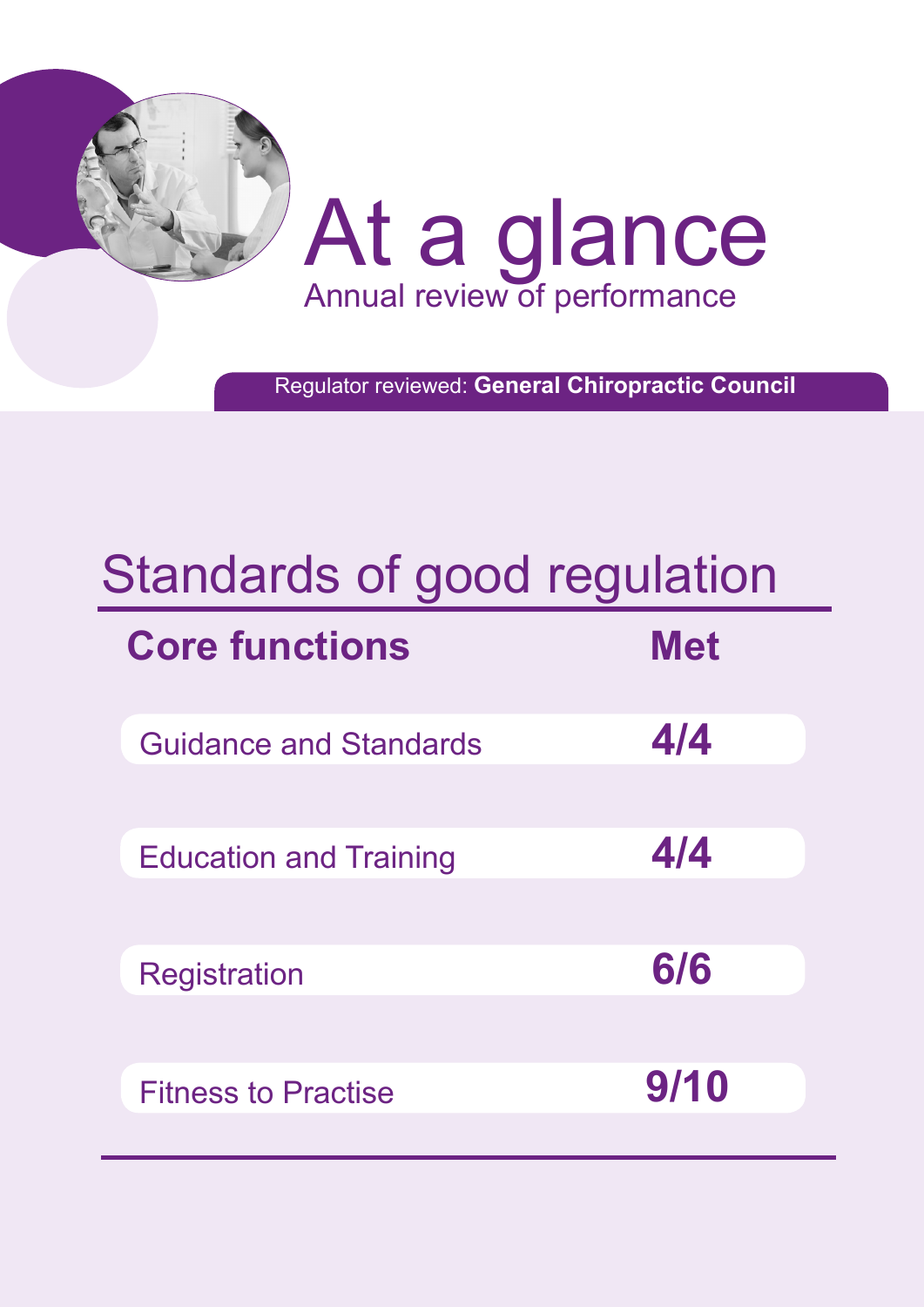# At a glance

Annual review of performance

Regulator reviewed: **General Chiropractic Council**

## Standards of good regulation

| Core functions | Met |
| --- | --- |
| Guidance and Standards | 4/4 |
| Education and Training | 4/4 |
| Registration | 6/6 |
| Fitness to Practise | 9/10 |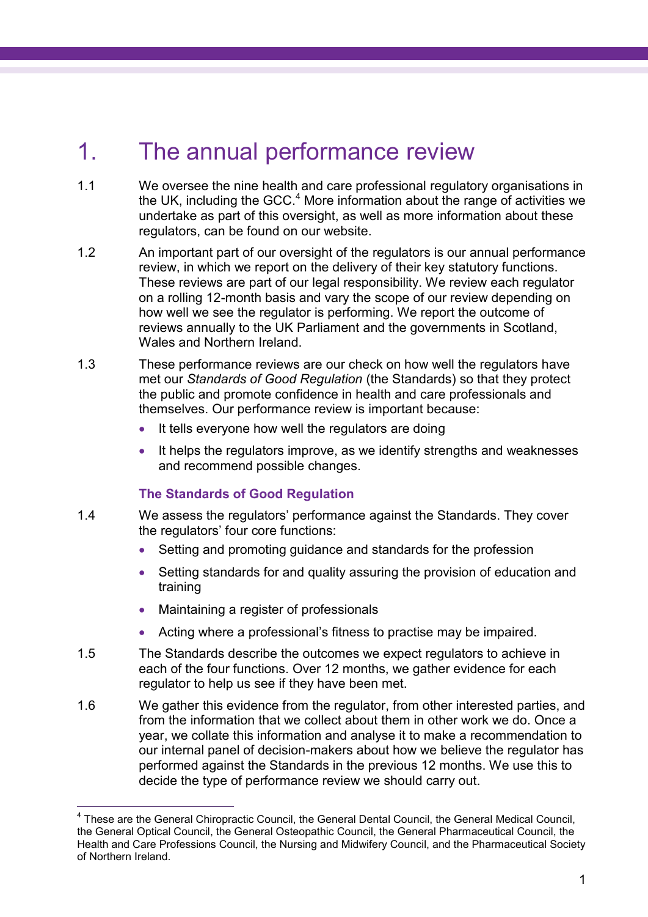# 1. The annual performance review

1.1 We oversee the nine health and care professional regulatory organisations in the UK, including the GCC.[4] More information about the range of activities we undertake as part of this oversight, as well as more information about these regulators, can be found on our website.

1.2 An important part of our oversight of the regulators is our annual performance review, in which we report on the delivery of their key statutory functions. These reviews are part of our legal responsibility. We review each regulator on a rolling 12-month basis and vary the scope of our review depending on how well we see the regulator is performing. We report the outcome of reviews annually to the UK Parliament and the governments in Scotland, Wales and Northern Ireland.

1.3 These performance reviews are our check on how well the regulators have met our *Standards of Good Regulation* (the Standards) so that they protect the public and promote confidence in health and care professionals and themselves. Our performance review is important because:

- It tells everyone how well the regulators are doing
- It helps the regulators improve, as we identify strengths and weaknesses and recommend possible changes.

### The Standards of Good Regulation

1.4 We assess the regulators' performance against the Standards. They cover the regulators' four core functions:

- Setting and promoting guidance and standards for the profession
- Setting standards for and quality assuring the provision of education and training
- Maintaining a register of professionals
- Acting where a professional's fitness to practise may be impaired.

1.5 The Standards describe the outcomes we expect regulators to achieve in each of the four functions. Over 12 months, we gather evidence for each regulator to help us see if they have been met.

1.6 We gather this evidence from the regulator, from other interested parties, and from the information that we collect about them in other work we do. Once a year, we collate this information and analyse it to make a recommendation to our internal panel of decision-makers about how we believe the regulator has performed against the Standards in the previous 12 months. We use this to decide the type of performance review we should carry out.

[4] These are the General Chiropractic Council, the General Dental Council, the General Medical Council, the General Optical Council, the General Osteopathic Council, the General Pharmaceutical Council, the Health and Care Professions Council, the Nursing and Midwifery Council, and the Pharmaceutical Society of Northern Ireland.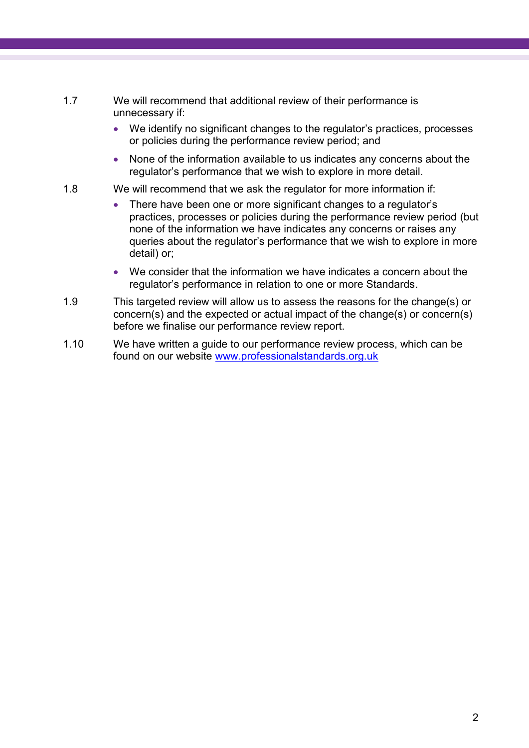1.7 We will recommend that additional review of their performance is unnecessary if:

- We identify no significant changes to the regulator's practices, processes or policies during the performance review period; and
- None of the information available to us indicates any concerns about the regulator's performance that we wish to explore in more detail.

1.8 We will recommend that we ask the regulator for more information if:

- There have been one or more significant changes to a regulator's practices, processes or policies during the performance review period (but none of the information we have indicates any concerns or raises any queries about the regulator's performance that we wish to explore in more detail) or;
- We consider that the information we have indicates a concern about the regulator's performance in relation to one or more Standards.

1.9 This targeted review will allow us to assess the reasons for the change(s) or concern(s) and the expected or actual impact of the change(s) or concern(s) before we finalise our performance review report.

1.10 We have written a guide to our performance review process, which can be found on our website [www.professionalstandards.org.uk](http://www.professionalstandards.org.uk)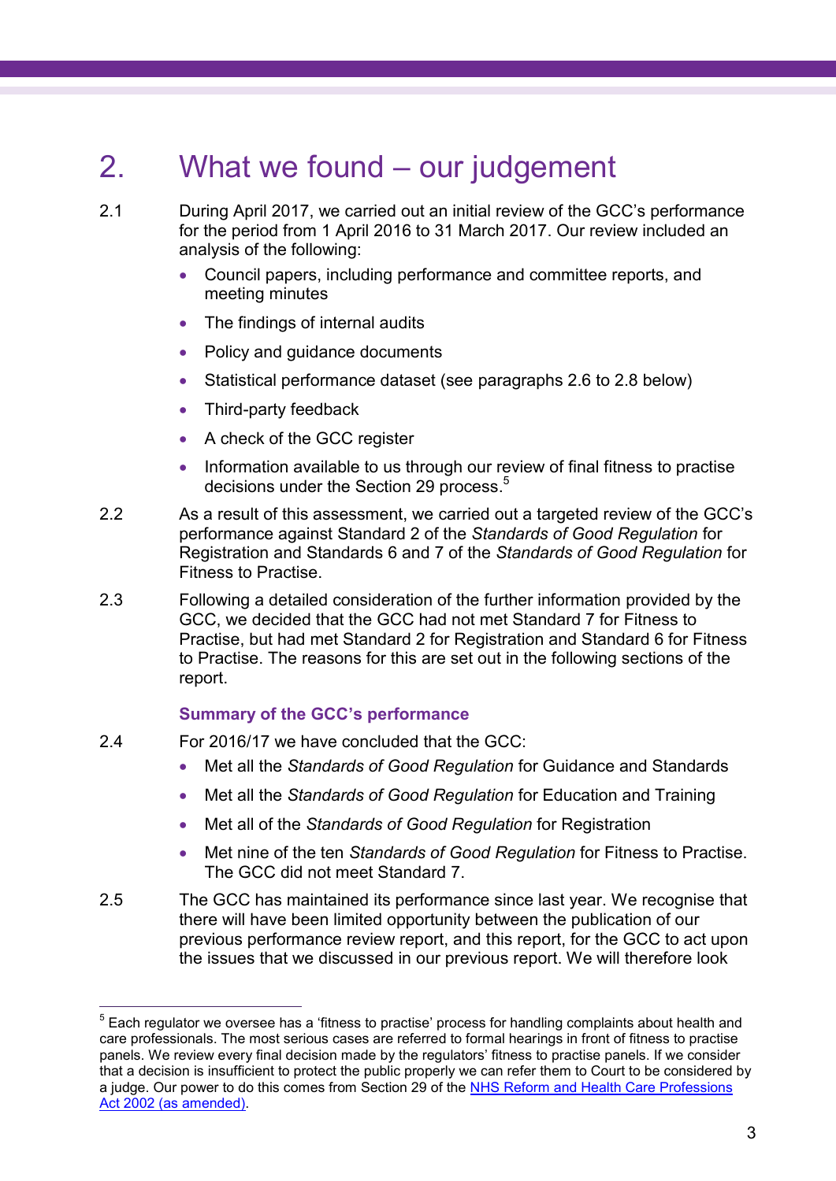## 2. What we found – our judgement

2.1 During April 2017, we carried out an initial review of the GCC's performance for the period from 1 April 2016 to 31 March 2017. Our review included an analysis of the following:

- Council papers, including performance and committee reports, and meeting minutes
- The findings of internal audits
- Policy and guidance documents
- Statistical performance dataset (see paragraphs 2.6 to 2.8 below)
- Third-party feedback
- A check of the GCC register
- Information available to us through our review of final fitness to practise decisions under the Section 29 process.[5]

2.2 As a result of this assessment, we carried out a targeted review of the GCC's performance against Standard 2 of the *Standards of Good Regulation* for Registration and Standards 6 and 7 of the *Standards of Good Regulation* for Fitness to Practise.

2.3 Following a detailed consideration of the further information provided by the GCC, we decided that the GCC had not met Standard 7 for Fitness to Practise, but had met Standard 2 for Registration and Standard 6 for Fitness to Practise. The reasons for this are set out in the following sections of the report.

### Summary of the GCC's performance

2.4 For 2016/17 we have concluded that the GCC:

- Met all the *Standards of Good Regulation* for Guidance and Standards
- Met all the *Standards of Good Regulation* for Education and Training
- Met all of the *Standards of Good Regulation* for Registration
- Met nine of the ten *Standards of Good Regulation* for Fitness to Practise. The GCC did not meet Standard 7.

2.5 The GCC has maintained its performance since last year. We recognise that there will have been limited opportunity between the publication of our previous performance review report, and this report, for the GCC to act upon the issues that we discussed in our previous report. We will therefore look

---

[5] Each regulator we oversee has a 'fitness to practise' process for handling complaints about health and care professionals. The most serious cases are referred to formal hearings in front of fitness to practise panels. We review every final decision made by the regulators' fitness to practise panels. If we consider that a decision is insufficient to protect the public properly we can refer them to Court to be considered by a judge. Our power to do this comes from Section 29 of the NHS Reform and Health Care Professions Act 2002 (as amended).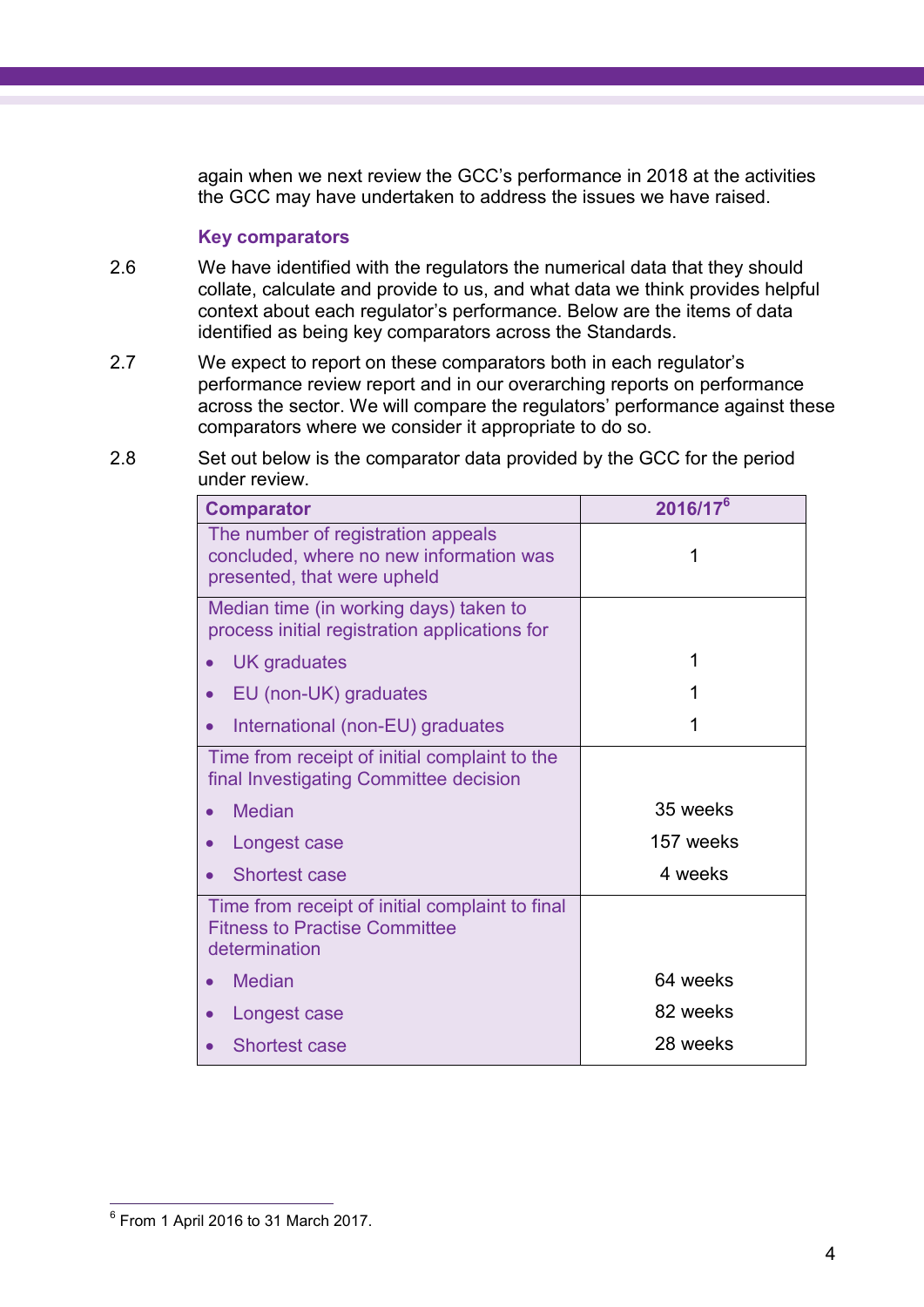again when we next review the GCC's performance in 2018 at the activities the GCC may have undertaken to address the issues we have raised.

### Key comparators

2.6 We have identified with the regulators the numerical data that they should collate, calculate and provide to us, and what data we think provides helpful context about each regulator's performance. Below are the items of data identified as being key comparators across the Standards.

2.7 We expect to report on these comparators both in each regulator's performance review report and in our overarching reports on performance across the sector. We will compare the regulators' performance against these comparators where we consider it appropriate to do so.

2.8 Set out below is the comparator data provided by the GCC for the period under review.

| Comparator | 2016/17[6] |
|---|---|
| The number of registration appeals concluded, where no new information was presented, that were upheld | 1 |
| Median time (in working days) taken to process initial registration applications for | |
| • UK graduates | 1 |
| • EU (non-UK) graduates | 1 |
| • International (non-EU) graduates | 1 |
| Time from receipt of initial complaint to the final Investigating Committee decision | |
| • Median | 35 weeks |
| • Longest case | 157 weeks |
| • Shortest case | 4 weeks |
| Time from receipt of initial complaint to final Fitness to Practise Committee determination | |
| • Median | 64 weeks |
| • Longest case | 82 weeks |
| • Shortest case | 28 weeks |

[6] From 1 April 2016 to 31 March 2017.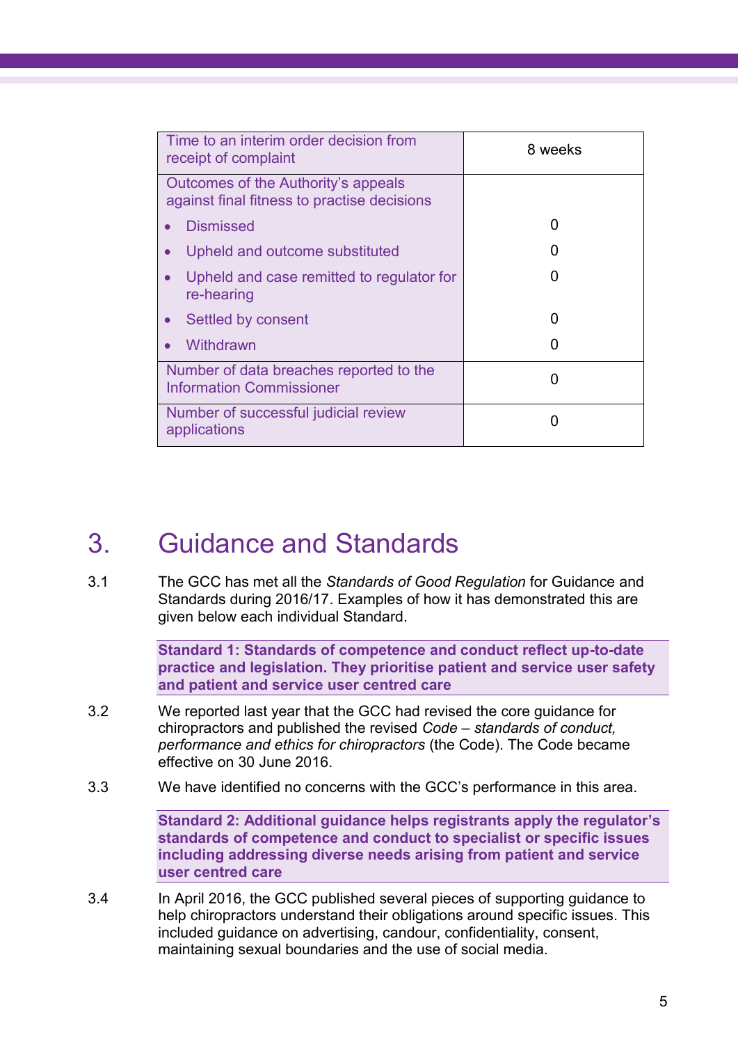| | |
|---|---|
| Time to an interim order decision from receipt of complaint | 8 weeks |
| Outcomes of the Authority's appeals against final fitness to practise decisions | |
| • Dismissed | 0 |
| • Upheld and outcome substituted | 0 |
| • Upheld and case remitted to regulator for re-hearing | 0 |
| • Settled by consent | 0 |
| • Withdrawn | 0 |
| Number of data breaches reported to the Information Commissioner | 0 |
| Number of successful judicial review applications | 0 |

# 3. Guidance and Standards

3.1 The GCC has met all the *Standards of Good Regulation* for Guidance and Standards during 2016/17. Examples of how it has demonstrated this are given below each individual Standard.

**Standard 1: Standards of competence and conduct reflect up-to-date practice and legislation. They prioritise patient and service user safety and patient and service user centred care**

3.2 We reported last year that the GCC had revised the core guidance for chiropractors and published the revised *Code – standards of conduct, performance and ethics for chiropractors* (the Code). The Code became effective on 30 June 2016.

3.3 We have identified no concerns with the GCC's performance in this area.

**Standard 2: Additional guidance helps registrants apply the regulator's standards of competence and conduct to specialist or specific issues including addressing diverse needs arising from patient and service user centred care**

3.4 In April 2016, the GCC published several pieces of supporting guidance to help chiropractors understand their obligations around specific issues. This included guidance on advertising, candour, confidentiality, consent, maintaining sexual boundaries and the use of social media.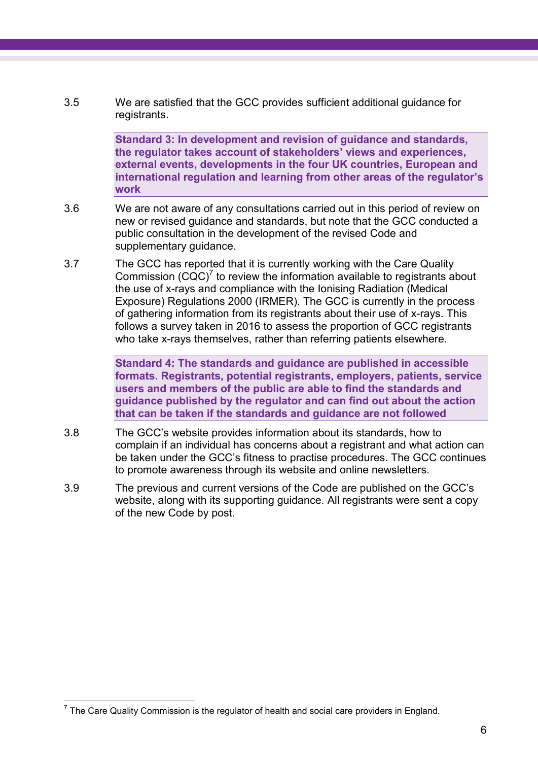3.5 We are satisfied that the GCC provides sufficient additional guidance for registrants.

**Standard 3: In development and revision of guidance and standards, the regulator takes account of stakeholders' views and experiences, external events, developments in the four UK countries, European and international regulation and learning from other areas of the regulator's work**

3.6 We are not aware of any consultations carried out in this period of review on new or revised guidance and standards, but note that the GCC conducted a public consultation in the development of the revised Code and supplementary guidance.

3.7 The GCC has reported that it is currently working with the Care Quality Commission (CQC)[7] to review the information available to registrants about the use of x-rays and compliance with the Ionising Radiation (Medical Exposure) Regulations 2000 (IRMER). The GCC is currently in the process of gathering information from its registrants about their use of x-rays. This follows a survey taken in 2016 to assess the proportion of GCC registrants who take x-rays themselves, rather than referring patients elsewhere.

**Standard 4: The standards and guidance are published in accessible formats. Registrants, potential registrants, employers, patients, service users and members of the public are able to find the standards and guidance published by the regulator and can find out about the action that can be taken if the standards and guidance are not followed**

3.8 The GCC's website provides information about its standards, how to complain if an individual has concerns about a registrant and what action can be taken under the GCC's fitness to practise procedures. The GCC continues to promote awareness through its website and online newsletters.

3.9 The previous and current versions of the Code are published on the GCC's website, along with its supporting guidance. All registrants were sent a copy of the new Code by post.

[7] The Care Quality Commission is the regulator of health and social care providers in England.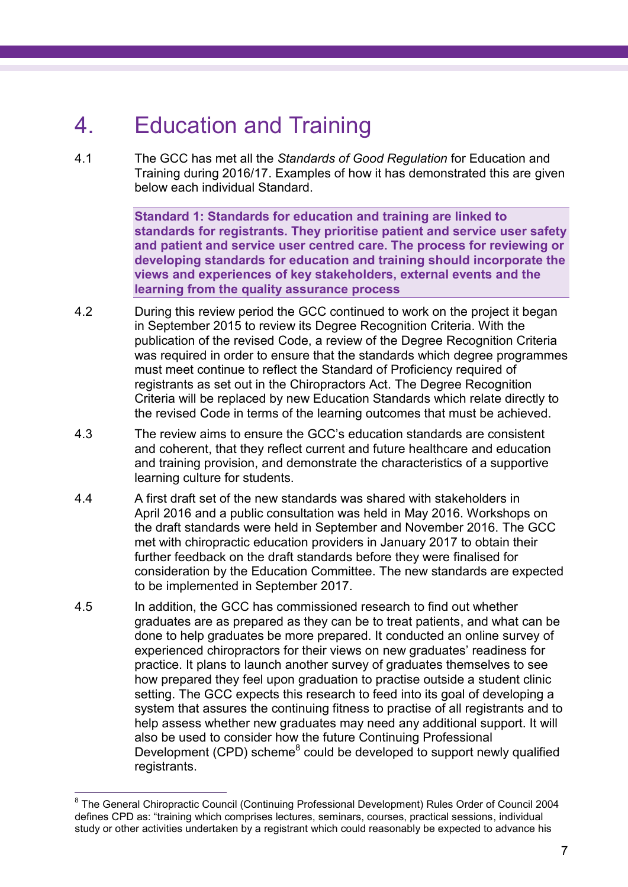# 4. Education and Training

4.1 The GCC has met all the *Standards of Good Regulation* for Education and Training during 2016/17. Examples of how it has demonstrated this are given below each individual Standard.

**Standard 1: Standards for education and training are linked to standards for registrants. They prioritise patient and service user safety and patient and service user centred care. The process for reviewing or developing standards for education and training should incorporate the views and experiences of key stakeholders, external events and the learning from the quality assurance process**

4.2 During this review period the GCC continued to work on the project it began in September 2015 to review its Degree Recognition Criteria. With the publication of the revised Code, a review of the Degree Recognition Criteria was required in order to ensure that the standards which degree programmes must meet continue to reflect the Standard of Proficiency required of registrants as set out in the Chiropractors Act. The Degree Recognition Criteria will be replaced by new Education Standards which relate directly to the revised Code in terms of the learning outcomes that must be achieved.

4.3 The review aims to ensure the GCC's education standards are consistent and coherent, that they reflect current and future healthcare and education and training provision, and demonstrate the characteristics of a supportive learning culture for students.

4.4 A first draft set of the new standards was shared with stakeholders in April 2016 and a public consultation was held in May 2016. Workshops on the draft standards were held in September and November 2016. The GCC met with chiropractic education providers in January 2017 to obtain their further feedback on the draft standards before they were finalised for consideration by the Education Committee. The new standards are expected to be implemented in September 2017.

4.5 In addition, the GCC has commissioned research to find out whether graduates are as prepared as they can be to treat patients, and what can be done to help graduates be more prepared. It conducted an online survey of experienced chiropractors for their views on new graduates' readiness for practice. It plans to launch another survey of graduates themselves to see how prepared they feel upon graduation to practise outside a student clinic setting. The GCC expects this research to feed into its goal of developing a system that assures the continuing fitness to practise of all registrants and to help assess whether new graduates may need any additional support. It will also be used to consider how the future Continuing Professional Development (CPD) scheme[8] could be developed to support newly qualified registrants.

---

[8] The General Chiropractic Council (Continuing Professional Development) Rules Order of Council 2004 defines CPD as: "training which comprises lectures, seminars, courses, practical sessions, individual study or other activities undertaken by a registrant which could reasonably be expected to advance his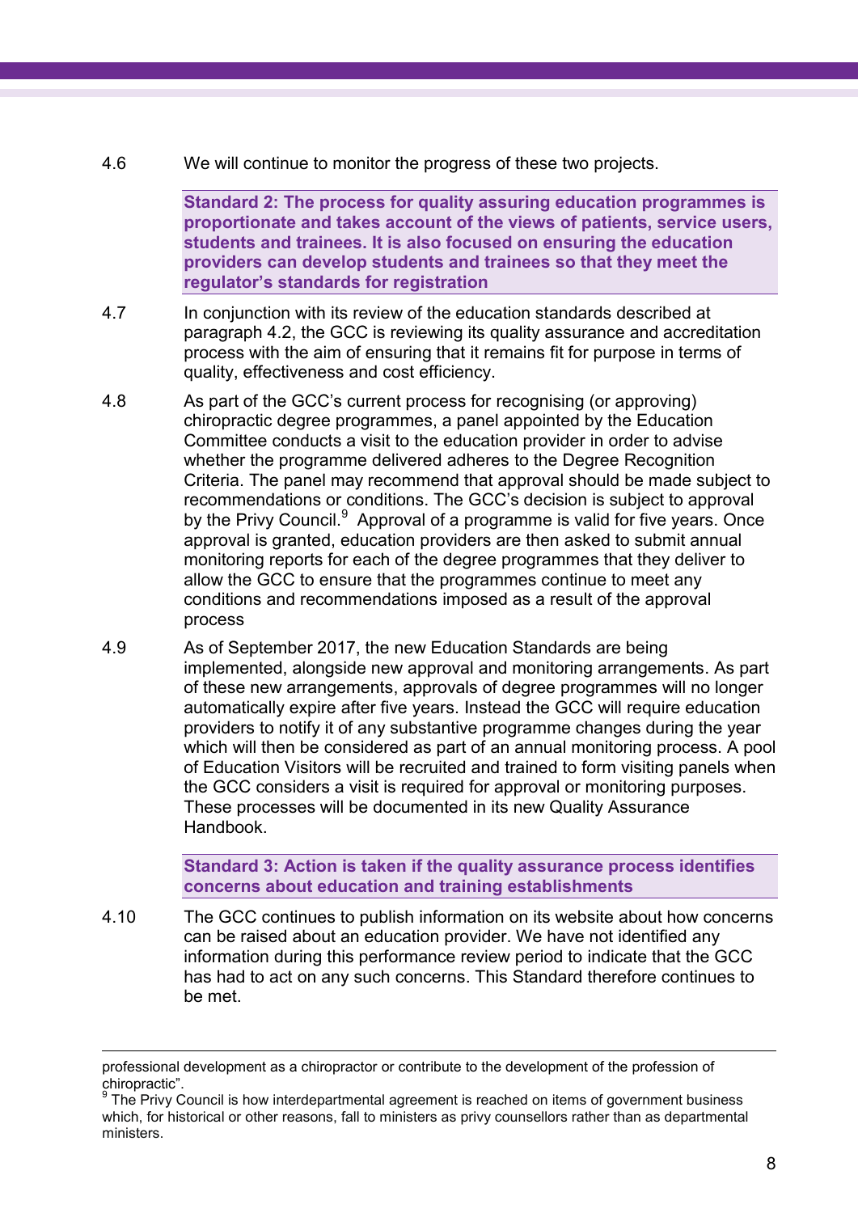4.6 We will continue to monitor the progress of these two projects.

**Standard 2: The process for quality assuring education programmes is proportionate and takes account of the views of patients, service users, students and trainees. It is also focused on ensuring the education providers can develop students and trainees so that they meet the regulator's standards for registration**

4.7 In conjunction with its review of the education standards described at paragraph 4.2, the GCC is reviewing its quality assurance and accreditation process with the aim of ensuring that it remains fit for purpose in terms of quality, effectiveness and cost efficiency.

4.8 As part of the GCC's current process for recognising (or approving) chiropractic degree programmes, a panel appointed by the Education Committee conducts a visit to the education provider in order to advise whether the programme delivered adheres to the Degree Recognition Criteria. The panel may recommend that approval should be made subject to recommendations or conditions. The GCC's decision is subject to approval by the Privy Council.[9] Approval of a programme is valid for five years. Once approval is granted, education providers are then asked to submit annual monitoring reports for each of the degree programmes that they deliver to allow the GCC to ensure that the programmes continue to meet any conditions and recommendations imposed as a result of the approval process

4.9 As of September 2017, the new Education Standards are being implemented, alongside new approval and monitoring arrangements. As part of these new arrangements, approvals of degree programmes will no longer automatically expire after five years. Instead the GCC will require education providers to notify it of any substantive programme changes during the year which will then be considered as part of an annual monitoring process. A pool of Education Visitors will be recruited and trained to form visiting panels when the GCC considers a visit is required for approval or monitoring purposes. These processes will be documented in its new Quality Assurance Handbook.

**Standard 3: Action is taken if the quality assurance process identifies concerns about education and training establishments**

4.10 The GCC continues to publish information on its website about how concerns can be raised about an education provider. We have not identified any information during this performance review period to indicate that the GCC has had to act on any such concerns. This Standard therefore continues to be met.

---

professional development as a chiropractor or contribute to the development of the profession of chiropractic".

[9] The Privy Council is how interdepartmental agreement is reached on items of government business which, for historical or other reasons, fall to ministers as privy counsellors rather than as departmental ministers.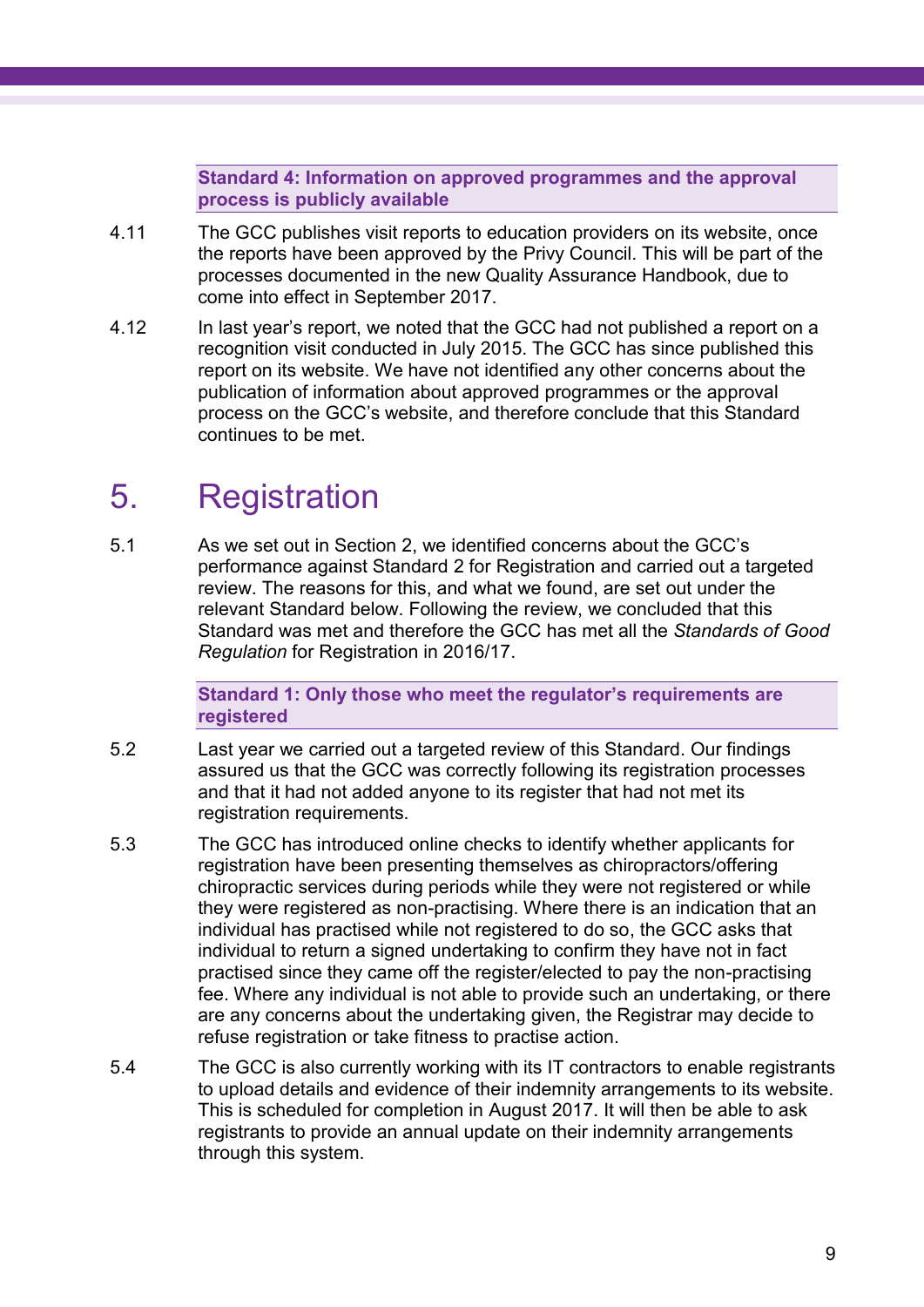**Standard 4: Information on approved programmes and the approval process is publicly available**

4.11 The GCC publishes visit reports to education providers on its website, once the reports have been approved by the Privy Council. This will be part of the processes documented in the new Quality Assurance Handbook, due to come into effect in September 2017.

4.12 In last year's report, we noted that the GCC had not published a report on a recognition visit conducted in July 2015. The GCC has since published this report on its website. We have not identified any other concerns about the publication of information about approved programmes or the approval process on the GCC's website, and therefore conclude that this Standard continues to be met.

# 5. Registration

5.1 As we set out in Section 2, we identified concerns about the GCC's performance against Standard 2 for Registration and carried out a targeted review. The reasons for this, and what we found, are set out under the relevant Standard below. Following the review, we concluded that this Standard was met and therefore the GCC has met all the *Standards of Good Regulation* for Registration in 2016/17.

**Standard 1: Only those who meet the regulator's requirements are registered**

5.2 Last year we carried out a targeted review of this Standard. Our findings assured us that the GCC was correctly following its registration processes and that it had not added anyone to its register that had not met its registration requirements.

5.3 The GCC has introduced online checks to identify whether applicants for registration have been presenting themselves as chiropractors/offering chiropractic services during periods while they were not registered or while they were registered as non-practising. Where there is an indication that an individual has practised while not registered to do so, the GCC asks that individual to return a signed undertaking to confirm they have not in fact practised since they came off the register/elected to pay the non-practising fee. Where any individual is not able to provide such an undertaking, or there are any concerns about the undertaking given, the Registrar may decide to refuse registration or take fitness to practise action.

5.4 The GCC is also currently working with its IT contractors to enable registrants to upload details and evidence of their indemnity arrangements to its website. This is scheduled for completion in August 2017. It will then be able to ask registrants to provide an annual update on their indemnity arrangements through this system.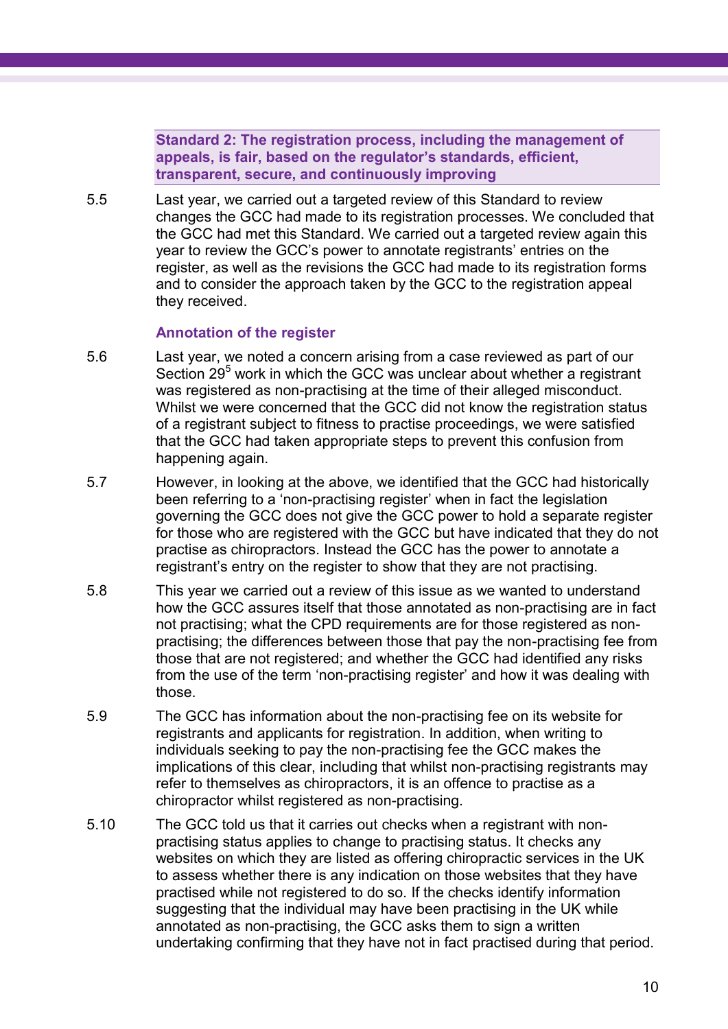**Standard 2: The registration process, including the management of appeals, is fair, based on the regulator's standards, efficient, transparent, secure, and continuously improving**

5.5 Last year, we carried out a targeted review of this Standard to review changes the GCC had made to its registration processes. We concluded that the GCC had met this Standard. We carried out a targeted review again this year to review the GCC's power to annotate registrants' entries on the register, as well as the revisions the GCC had made to its registration forms and to consider the approach taken by the GCC to the registration appeal they received.

### Annotation of the register

5.6 Last year, we noted a concern arising from a case reviewed as part of our Section 29[5] work in which the GCC was unclear about whether a registrant was registered as non-practising at the time of their alleged misconduct. Whilst we were concerned that the GCC did not know the registration status of a registrant subject to fitness to practise proceedings, we were satisfied that the GCC had taken appropriate steps to prevent this confusion from happening again.

5.7 However, in looking at the above, we identified that the GCC had historically been referring to a 'non-practising register' when in fact the legislation governing the GCC does not give the GCC power to hold a separate register for those who are registered with the GCC but have indicated that they do not practise as chiropractors. Instead the GCC has the power to annotate a registrant's entry on the register to show that they are not practising.

5.8 This year we carried out a review of this issue as we wanted to understand how the GCC assures itself that those annotated as non-practising are in fact not practising; what the CPD requirements are for those registered as non-practising; the differences between those that pay the non-practising fee from those that are not registered; and whether the GCC had identified any risks from the use of the term 'non-practising register' and how it was dealing with those.

5.9 The GCC has information about the non-practising fee on its website for registrants and applicants for registration. In addition, when writing to individuals seeking to pay the non-practising fee the GCC makes the implications of this clear, including that whilst non-practising registrants may refer to themselves as chiropractors, it is an offence to practise as a chiropractor whilst registered as non-practising.

5.10 The GCC told us that it carries out checks when a registrant with non-practising status applies to change to practising status. It checks any websites on which they are listed as offering chiropractic services in the UK to assess whether there is any indication on those websites that they have practised while not registered to do so. If the checks identify information suggesting that the individual may have been practising in the UK while annotated as non-practising, the GCC asks them to sign a written undertaking confirming that they have not in fact practised during that period.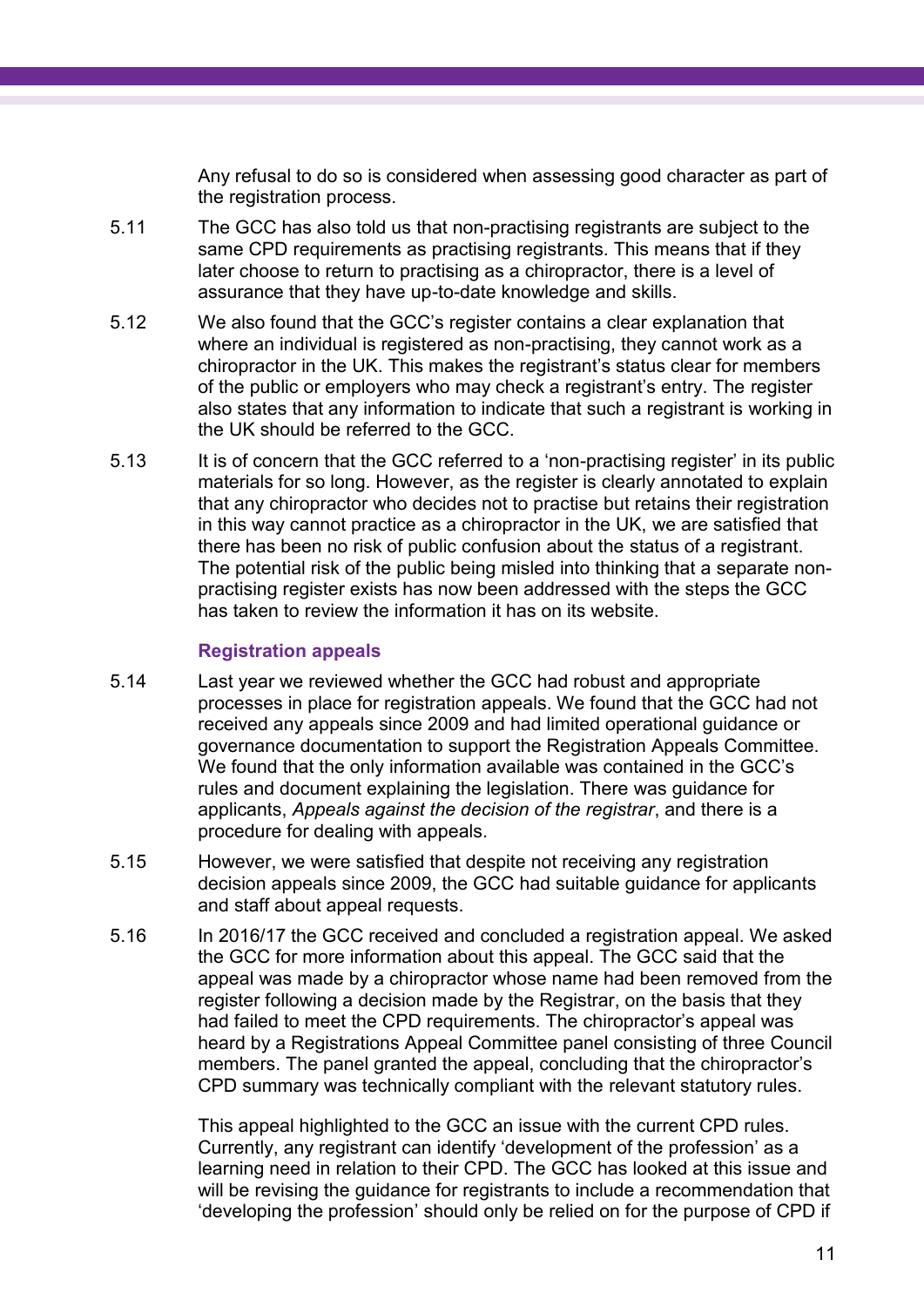Any refusal to do so is considered when assessing good character as part of the registration process.

5.11 The GCC has also told us that non-practising registrants are subject to the same CPD requirements as practising registrants. This means that if they later choose to return to practising as a chiropractor, there is a level of assurance that they have up-to-date knowledge and skills.

5.12 We also found that the GCC's register contains a clear explanation that where an individual is registered as non-practising, they cannot work as a chiropractor in the UK. This makes the registrant's status clear for members of the public or employers who may check a registrant's entry. The register also states that any information to indicate that such a registrant is working in the UK should be referred to the GCC.

5.13 It is of concern that the GCC referred to a 'non-practising register' in its public materials for so long. However, as the register is clearly annotated to explain that any chiropractor who decides not to practise but retains their registration in this way cannot practice as a chiropractor in the UK, we are satisfied that there has been no risk of public confusion about the status of a registrant. The potential risk of the public being misled into thinking that a separate non-practising register exists has now been addressed with the steps the GCC has taken to review the information it has on its website.

### Registration appeals

5.14 Last year we reviewed whether the GCC had robust and appropriate processes in place for registration appeals. We found that the GCC had not received any appeals since 2009 and had limited operational guidance or governance documentation to support the Registration Appeals Committee. We found that the only information available was contained in the GCC's rules and document explaining the legislation. There was guidance for applicants, *Appeals against the decision of the registrar*, and there is a procedure for dealing with appeals.

5.15 However, we were satisfied that despite not receiving any registration decision appeals since 2009, the GCC had suitable guidance for applicants and staff about appeal requests.

5.16 In 2016/17 the GCC received and concluded a registration appeal. We asked the GCC for more information about this appeal. The GCC said that the appeal was made by a chiropractor whose name had been removed from the register following a decision made by the Registrar, on the basis that they had failed to meet the CPD requirements. The chiropractor's appeal was heard by a Registrations Appeal Committee panel consisting of three Council members. The panel granted the appeal, concluding that the chiropractor's CPD summary was technically compliant with the relevant statutory rules.

This appeal highlighted to the GCC an issue with the current CPD rules. Currently, any registrant can identify 'development of the profession' as a learning need in relation to their CPD. The GCC has looked at this issue and will be revising the guidance for registrants to include a recommendation that 'developing the profession' should only be relied on for the purpose of CPD if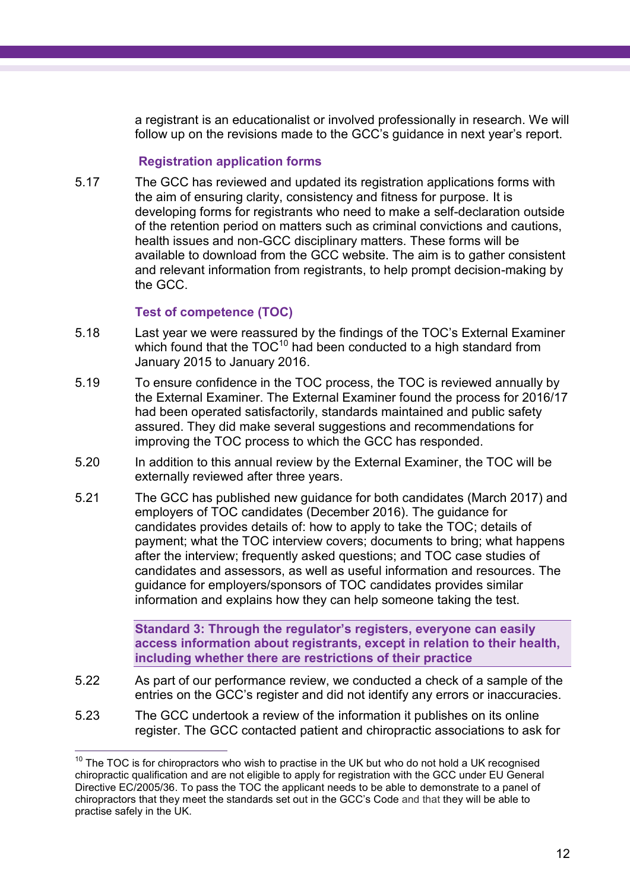a registrant is an educationalist or involved professionally in research. We will follow up on the revisions made to the GCC's guidance in next year's report.

### Registration application forms

5.17 The GCC has reviewed and updated its registration applications forms with the aim of ensuring clarity, consistency and fitness for purpose. It is developing forms for registrants who need to make a self-declaration outside of the retention period on matters such as criminal convictions and cautions, health issues and non-GCC disciplinary matters. These forms will be available to download from the GCC website. The aim is to gather consistent and relevant information from registrants, to help prompt decision-making by the GCC.

### Test of competence (TOC)

5.18 Last year we were reassured by the findings of the TOC's External Examiner which found that the TOC[10] had been conducted to a high standard from January 2015 to January 2016.

5.19 To ensure confidence in the TOC process, the TOC is reviewed annually by the External Examiner. The External Examiner found the process for 2016/17 had been operated satisfactorily, standards maintained and public safety assured. They did make several suggestions and recommendations for improving the TOC process to which the GCC has responded.

5.20 In addition to this annual review by the External Examiner, the TOC will be externally reviewed after three years.

5.21 The GCC has published new guidance for both candidates (March 2017) and employers of TOC candidates (December 2016). The guidance for candidates provides details of: how to apply to take the TOC; details of payment; what the TOC interview covers; documents to bring; what happens after the interview; frequently asked questions; and TOC case studies of candidates and assessors, as well as useful information and resources. The guidance for employers/sponsors of TOC candidates provides similar information and explains how they can help someone taking the test.

### Standard 3: Through the regulator's registers, everyone can easily access information about registrants, except in relation to their health, including whether there are restrictions of their practice

5.22 As part of our performance review, we conducted a check of a sample of the entries on the GCC's register and did not identify any errors or inaccuracies.

5.23 The GCC undertook a review of the information it publishes on its online register. The GCC contacted patient and chiropractic associations to ask for

---

[10] The TOC is for chiropractors who wish to practise in the UK but who do not hold a UK recognised chiropractic qualification and are not eligible to apply for registration with the GCC under EU General Directive EC/2005/36. To pass the TOC the applicant needs to be able to demonstrate to a panel of chiropractors that they meet the standards set out in the GCC's Code and that they will be able to practise safely in the UK.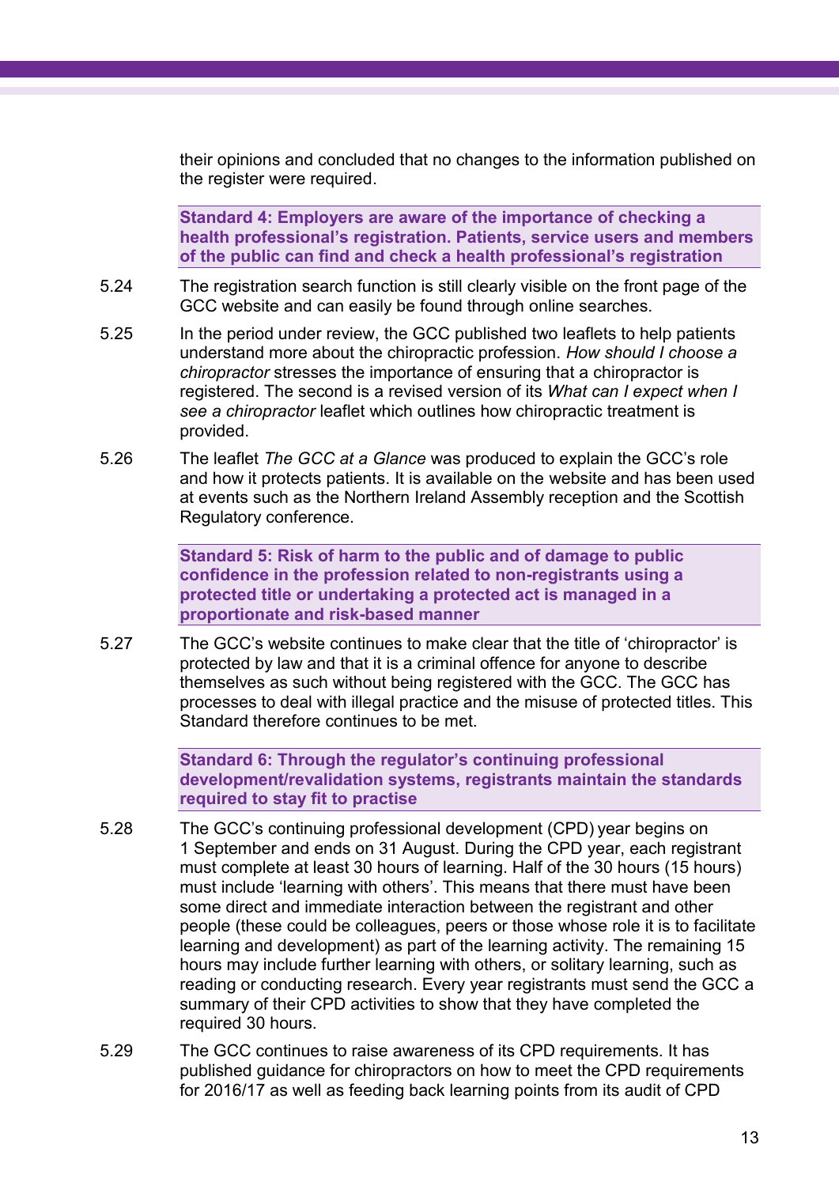their opinions and concluded that no changes to the information published on the register were required.

**Standard 4: Employers are aware of the importance of checking a health professional's registration. Patients, service users and members of the public can find and check a health professional's registration**

5.24 The registration search function is still clearly visible on the front page of the GCC website and can easily be found through online searches.

5.25 In the period under review, the GCC published two leaflets to help patients understand more about the chiropractic profession. *How should I choose a chiropractor* stresses the importance of ensuring that a chiropractor is registered. The second is a revised version of its *What can I expect when I see a chiropractor* leaflet which outlines how chiropractic treatment is provided.

5.26 The leaflet *The GCC at a Glance* was produced to explain the GCC's role and how it protects patients. It is available on the website and has been used at events such as the Northern Ireland Assembly reception and the Scottish Regulatory conference.

**Standard 5: Risk of harm to the public and of damage to public confidence in the profession related to non-registrants using a protected title or undertaking a protected act is managed in a proportionate and risk-based manner**

5.27 The GCC's website continues to make clear that the title of 'chiropractor' is protected by law and that it is a criminal offence for anyone to describe themselves as such without being registered with the GCC. The GCC has processes to deal with illegal practice and the misuse of protected titles. This Standard therefore continues to be met.

**Standard 6: Through the regulator's continuing professional development/revalidation systems, registrants maintain the standards required to stay fit to practise**

5.28 The GCC's continuing professional development (CPD) year begins on 1 September and ends on 31 August. During the CPD year, each registrant must complete at least 30 hours of learning. Half of the 30 hours (15 hours) must include 'learning with others'. This means that there must have been some direct and immediate interaction between the registrant and other people (these could be colleagues, peers or those whose role it is to facilitate learning and development) as part of the learning activity. The remaining 15 hours may include further learning with others, or solitary learning, such as reading or conducting research. Every year registrants must send the GCC a summary of their CPD activities to show that they have completed the required 30 hours.

5.29 The GCC continues to raise awareness of its CPD requirements. It has published guidance for chiropractors on how to meet the CPD requirements for 2016/17 as well as feeding back learning points from its audit of CPD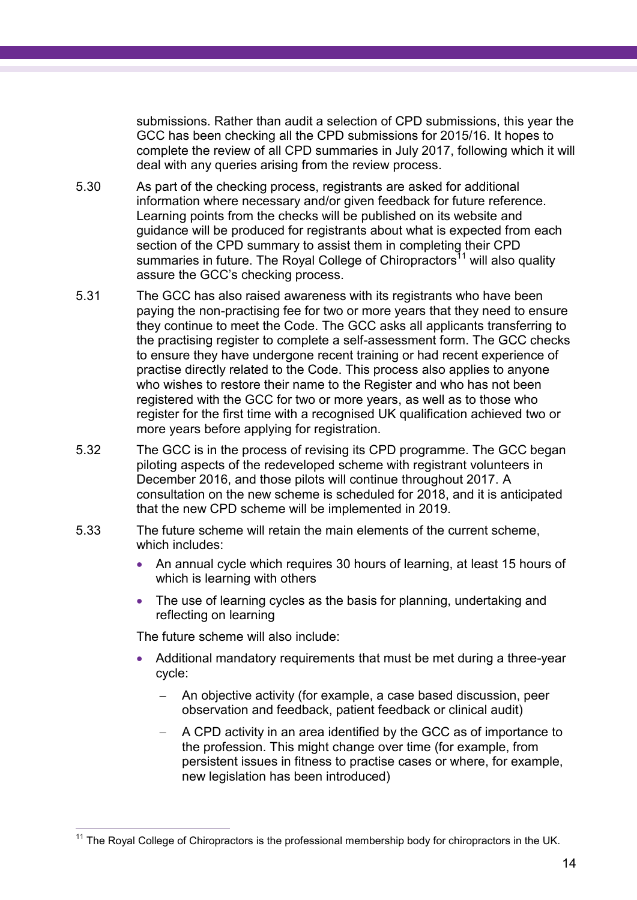submissions. Rather than audit a selection of CPD submissions, this year the GCC has been checking all the CPD submissions for 2015/16. It hopes to complete the review of all CPD summaries in July 2017, following which it will deal with any queries arising from the review process.

5.30 As part of the checking process, registrants are asked for additional information where necessary and/or given feedback for future reference. Learning points from the checks will be published on its website and guidance will be produced for registrants about what is expected from each section of the CPD summary to assist them in completing their CPD summaries in future. The Royal College of Chiropractors[11] will also quality assure the GCC's checking process.

5.31 The GCC has also raised awareness with its registrants who have been paying the non-practising fee for two or more years that they need to ensure they continue to meet the Code. The GCC asks all applicants transferring to the practising register to complete a self-assessment form. The GCC checks to ensure they have undergone recent training or had recent experience of practise directly related to the Code. This process also applies to anyone who wishes to restore their name to the Register and who has not been registered with the GCC for two or more years, as well as to those who register for the first time with a recognised UK qualification achieved two or more years before applying for registration.

5.32 The GCC is in the process of revising its CPD programme. The GCC began piloting aspects of the redeveloped scheme with registrant volunteers in December 2016, and those pilots will continue throughout 2017. A consultation on the new scheme is scheduled for 2018, and it is anticipated that the new CPD scheme will be implemented in 2019.

5.33 The future scheme will retain the main elements of the current scheme, which includes:

- An annual cycle which requires 30 hours of learning, at least 15 hours of which is learning with others
- The use of learning cycles as the basis for planning, undertaking and reflecting on learning

The future scheme will also include:

- Additional mandatory requirements that must be met during a three-year cycle:
  - An objective activity (for example, a case based discussion, peer observation and feedback, patient feedback or clinical audit)
  - A CPD activity in an area identified by the GCC as of importance to the profession. This might change over time (for example, from persistent issues in fitness to practise cases or where, for example, new legislation has been introduced)

[11] The Royal College of Chiropractors is the professional membership body for chiropractors in the UK.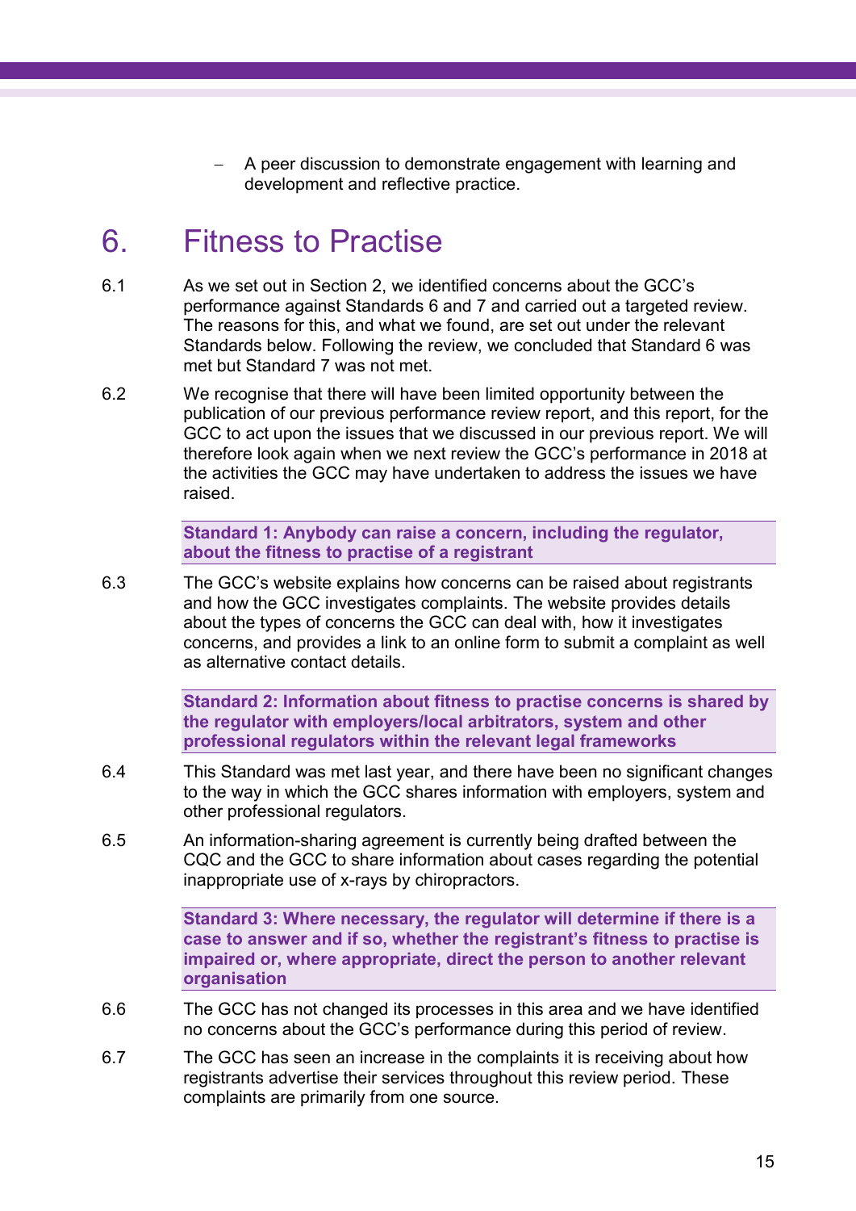– A peer discussion to demonstrate engagement with learning and development and reflective practice.

# 6. Fitness to Practise

6.1 As we set out in Section 2, we identified concerns about the GCC's performance against Standards 6 and 7 and carried out a targeted review. The reasons for this, and what we found, are set out under the relevant Standards below. Following the review, we concluded that Standard 6 was met but Standard 7 was not met.

6.2 We recognise that there will have been limited opportunity between the publication of our previous performance review report, and this report, for the GCC to act upon the issues that we discussed in our previous report. We will therefore look again when we next review the GCC's performance in 2018 at the activities the GCC may have undertaken to address the issues we have raised.

**Standard 1: Anybody can raise a concern, including the regulator, about the fitness to practise of a registrant**

6.3 The GCC's website explains how concerns can be raised about registrants and how the GCC investigates complaints. The website provides details about the types of concerns the GCC can deal with, how it investigates concerns, and provides a link to an online form to submit a complaint as well as alternative contact details.

**Standard 2: Information about fitness to practise concerns is shared by the regulator with employers/local arbitrators, system and other professional regulators within the relevant legal frameworks**

6.4 This Standard was met last year, and there have been no significant changes to the way in which the GCC shares information with employers, system and other professional regulators.

6.5 An information-sharing agreement is currently being drafted between the CQC and the GCC to share information about cases regarding the potential inappropriate use of x-rays by chiropractors.

**Standard 3: Where necessary, the regulator will determine if there is a case to answer and if so, whether the registrant's fitness to practise is impaired or, where appropriate, direct the person to another relevant organisation**

6.6 The GCC has not changed its processes in this area and we have identified no concerns about the GCC's performance during this period of review.

6.7 The GCC has seen an increase in the complaints it is receiving about how registrants advertise their services throughout this review period. These complaints are primarily from one source.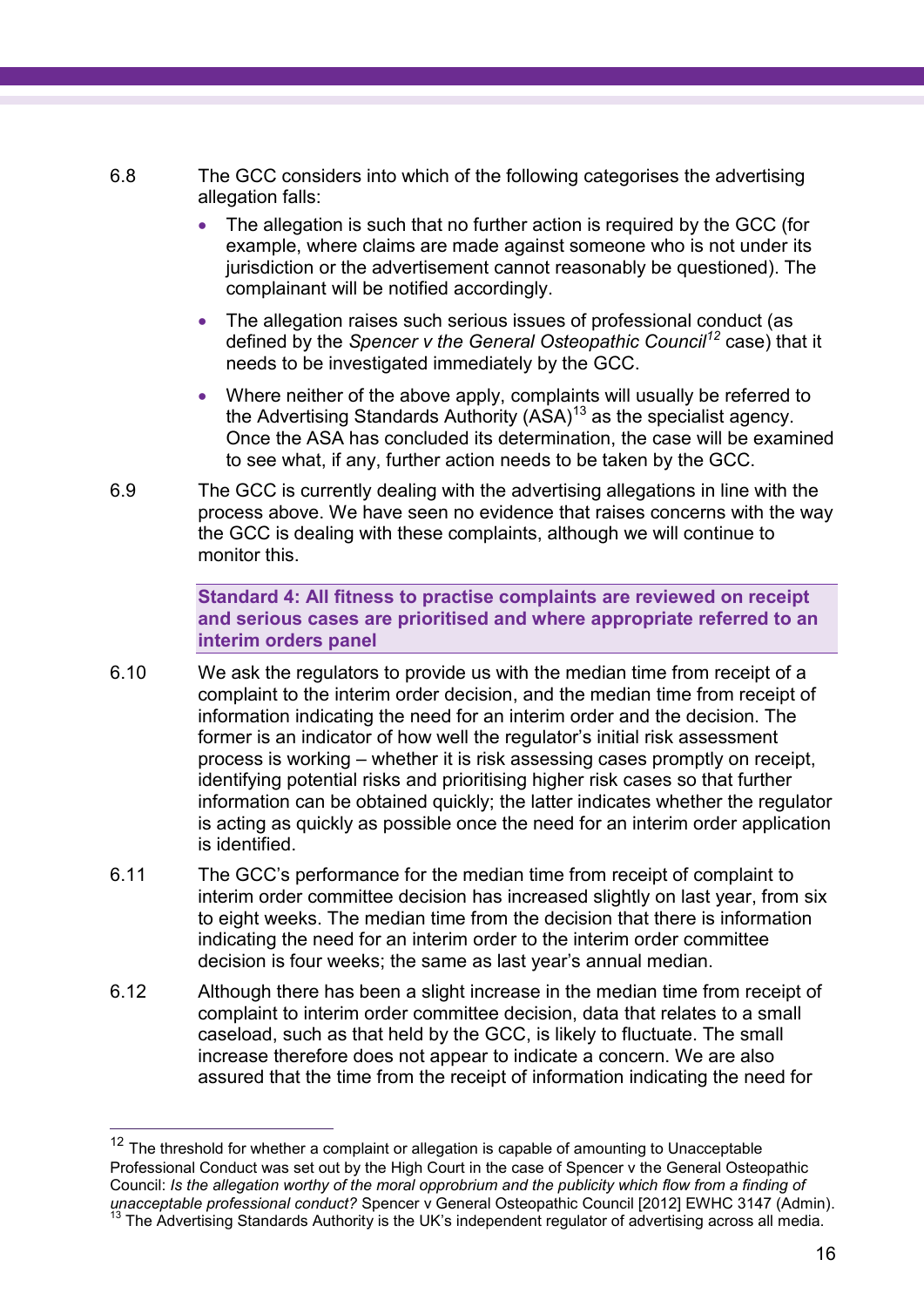6.8 The GCC considers into which of the following categorises the advertising allegation falls:

- The allegation is such that no further action is required by the GCC (for example, where claims are made against someone who is not under its jurisdiction or the advertisement cannot reasonably be questioned). The complainant will be notified accordingly.
- The allegation raises such serious issues of professional conduct (as defined by the *Spencer v the General Osteopathic Council*[12] case) that it needs to be investigated immediately by the GCC.
- Where neither of the above apply, complaints will usually be referred to the Advertising Standards Authority (ASA)[13] as the specialist agency. Once the ASA has concluded its determination, the case will be examined to see what, if any, further action needs to be taken by the GCC.

6.9 The GCC is currently dealing with the advertising allegations in line with the process above. We have seen no evidence that raises concerns with the way the GCC is dealing with these complaints, although we will continue to monitor this.

**Standard 4: All fitness to practise complaints are reviewed on receipt and serious cases are prioritised and where appropriate referred to an interim orders panel**

6.10 We ask the regulators to provide us with the median time from receipt of a complaint to the interim order decision, and the median time from receipt of information indicating the need for an interim order and the decision. The former is an indicator of how well the regulator's initial risk assessment process is working – whether it is risk assessing cases promptly on receipt, identifying potential risks and prioritising higher risk cases so that further information can be obtained quickly; the latter indicates whether the regulator is acting as quickly as possible once the need for an interim order application is identified.

6.11 The GCC's performance for the median time from receipt of complaint to interim order committee decision has increased slightly on last year, from six to eight weeks. The median time from the decision that there is information indicating the need for an interim order to the interim order committee decision is four weeks; the same as last year's annual median.

6.12 Although there has been a slight increase in the median time from receipt of complaint to interim order committee decision, data that relates to a small caseload, such as that held by the GCC, is likely to fluctuate. The small increase therefore does not appear to indicate a concern. We are also assured that the time from the receipt of information indicating the need for

---

[12] The threshold for whether a complaint or allegation is capable of amounting to Unacceptable Professional Conduct was set out by the High Court in the case of Spencer v the General Osteopathic Council: *Is the allegation worthy of the moral opprobrium and the publicity which flow from a finding of unacceptable professional conduct?* Spencer v General Osteopathic Council [2012] EWHC 3147 (Admin).

[13] The Advertising Standards Authority is the UK's independent regulator of advertising across all media.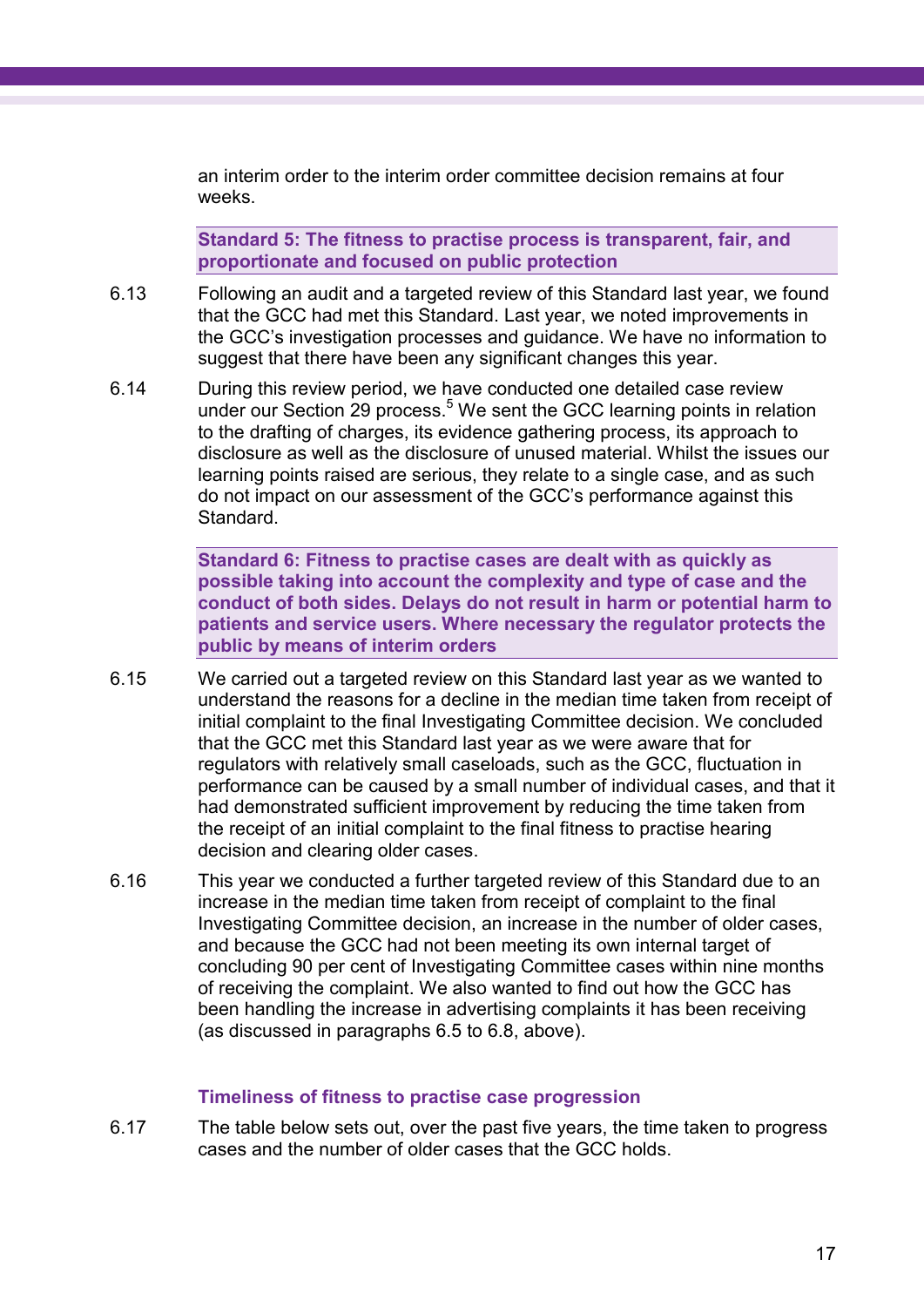an interim order to the interim order committee decision remains at four weeks.

**Standard 5: The fitness to practise process is transparent, fair, and proportionate and focused on public protection**

6.13 Following an audit and a targeted review of this Standard last year, we found that the GCC had met this Standard. Last year, we noted improvements in the GCC's investigation processes and guidance. We have no information to suggest that there have been any significant changes this year.

6.14 During this review period, we have conducted one detailed case review under our Section 29 process.[5] We sent the GCC learning points in relation to the drafting of charges, its evidence gathering process, its approach to disclosure as well as the disclosure of unused material. Whilst the issues our learning points raised are serious, they relate to a single case, and as such do not impact on our assessment of the GCC's performance against this Standard.

**Standard 6: Fitness to practise cases are dealt with as quickly as possible taking into account the complexity and type of case and the conduct of both sides. Delays do not result in harm or potential harm to patients and service users. Where necessary the regulator protects the public by means of interim orders**

6.15 We carried out a targeted review on this Standard last year as we wanted to understand the reasons for a decline in the median time taken from receipt of initial complaint to the final Investigating Committee decision. We concluded that the GCC met this Standard last year as we were aware that for regulators with relatively small caseloads, such as the GCC, fluctuation in performance can be caused by a small number of individual cases, and that it had demonstrated sufficient improvement by reducing the time taken from the receipt of an initial complaint to the final fitness to practise hearing decision and clearing older cases.

6.16 This year we conducted a further targeted review of this Standard due to an increase in the median time taken from receipt of complaint to the final Investigating Committee decision, an increase in the number of older cases, and because the GCC had not been meeting its own internal target of concluding 90 per cent of Investigating Committee cases within nine months of receiving the complaint. We also wanted to find out how the GCC has been handling the increase in advertising complaints it has been receiving (as discussed in paragraphs 6.5 to 6.8, above).

### Timeliness of fitness to practise case progression

6.17 The table below sets out, over the past five years, the time taken to progress cases and the number of older cases that the GCC holds.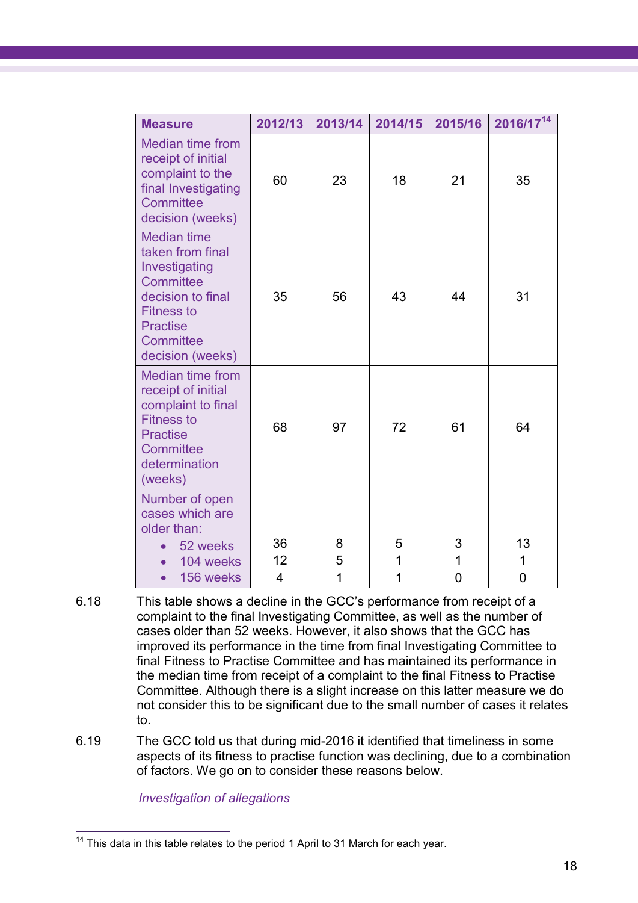| Measure | 2012/13 | 2013/14 | 2014/15 | 2015/16 | 2016/17[14] |
|---|---|---|---|---|---|
| Median time from receipt of initial complaint to the final Investigating Committee decision (weeks) | 60 | 23 | 18 | 21 | 35 |
| Median time taken from final Investigating Committee decision to final Fitness to Practise Committee decision (weeks) | 35 | 56 | 43 | 44 | 31 |
| Median time from receipt of initial complaint to final Fitness to Practise Committee determination (weeks) | 68 | 97 | 72 | 61 | 64 |
| Number of open cases which are older than: | | | | | |
| • 52 weeks | 36 | 8 | 5 | 3 | 13 |
| • 104 weeks | 12 | 5 | 1 | 1 | 1 |
| • 156 weeks | 4 | 1 | 1 | 0 | 0 |

6.18 This table shows a decline in the GCC's performance from receipt of a complaint to the final Investigating Committee, as well as the number of cases older than 52 weeks. However, it also shows that the GCC has improved its performance in the time from final Investigating Committee to final Fitness to Practise Committee and has maintained its performance in the median time from receipt of a complaint to the final Fitness to Practise Committee. Although there is a slight increase on this latter measure we do not consider this to be significant due to the small number of cases it relates to.

6.19 The GCC told us that during mid-2016 it identified that timeliness in some aspects of its fitness to practise function was declining, due to a combination of factors. We go on to consider these reasons below.

*Investigation of allegations*

[14] This data in this table relates to the period 1 April to 31 March for each year.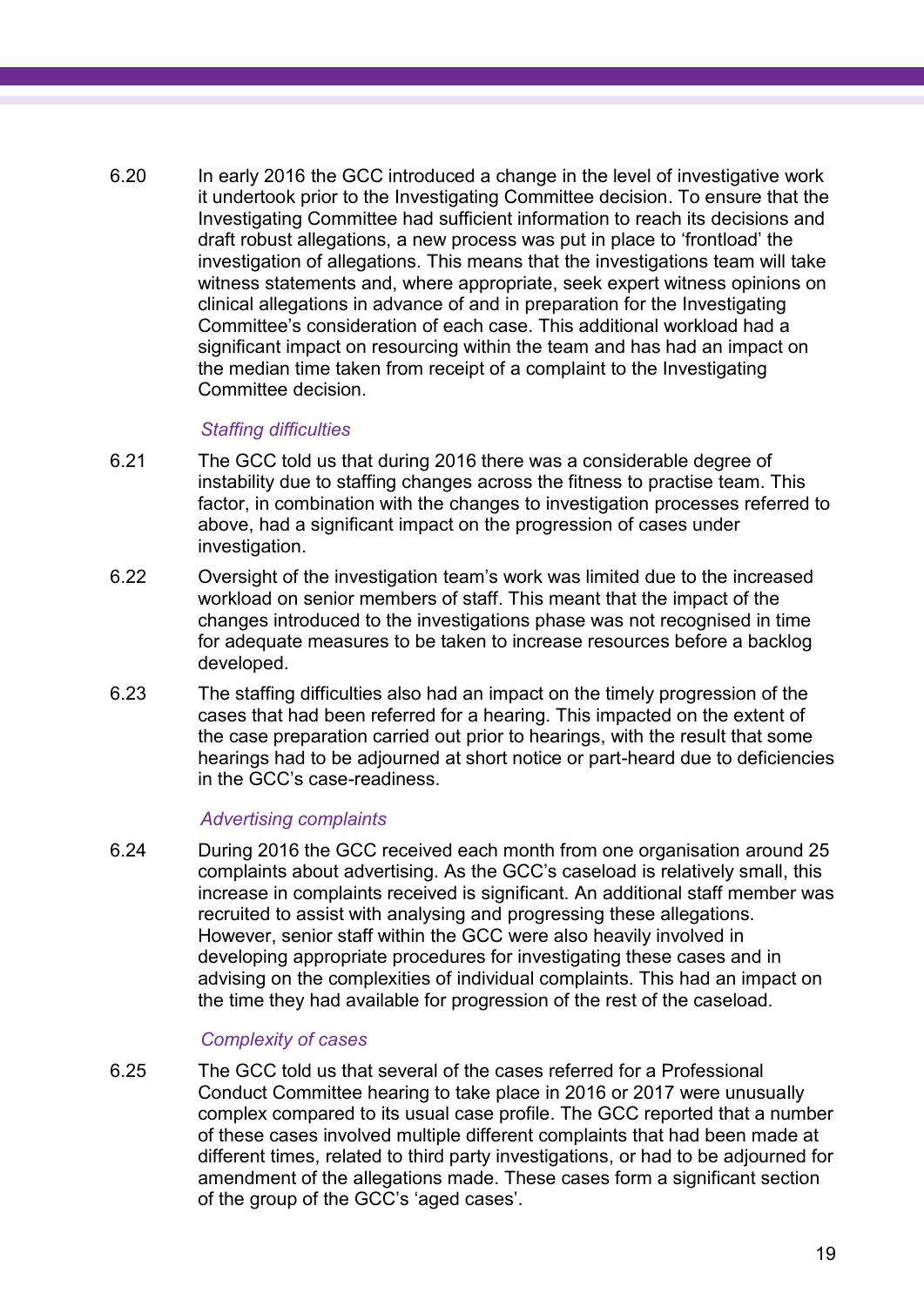6.20 In early 2016 the GCC introduced a change in the level of investigative work it undertook prior to the Investigating Committee decision. To ensure that the Investigating Committee had sufficient information to reach its decisions and draft robust allegations, a new process was put in place to 'frontload' the investigation of allegations. This means that the investigations team will take witness statements and, where appropriate, seek expert witness opinions on clinical allegations in advance of and in preparation for the Investigating Committee's consideration of each case. This additional workload had a significant impact on resourcing within the team and has had an impact on the median time taken from receipt of a complaint to the Investigating Committee decision.

*Staffing difficulties*

6.21 The GCC told us that during 2016 there was a considerable degree of instability due to staffing changes across the fitness to practise team. This factor, in combination with the changes to investigation processes referred to above, had a significant impact on the progression of cases under investigation.

6.22 Oversight of the investigation team's work was limited due to the increased workload on senior members of staff. This meant that the impact of the changes introduced to the investigations phase was not recognised in time for adequate measures to be taken to increase resources before a backlog developed.

6.23 The staffing difficulties also had an impact on the timely progression of the cases that had been referred for a hearing. This impacted on the extent of the case preparation carried out prior to hearings, with the result that some hearings had to be adjourned at short notice or part-heard due to deficiencies in the GCC's case-readiness.

*Advertising complaints*

6.24 During 2016 the GCC received each month from one organisation around 25 complaints about advertising. As the GCC's caseload is relatively small, this increase in complaints received is significant. An additional staff member was recruited to assist with analysing and progressing these allegations. However, senior staff within the GCC were also heavily involved in developing appropriate procedures for investigating these cases and in advising on the complexities of individual complaints. This had an impact on the time they had available for progression of the rest of the caseload.

*Complexity of cases*

6.25 The GCC told us that several of the cases referred for a Professional Conduct Committee hearing to take place in 2016 or 2017 were unusually complex compared to its usual case profile. The GCC reported that a number of these cases involved multiple different complaints that had been made at different times, related to third party investigations, or had to be adjourned for amendment of the allegations made. These cases form a significant section of the group of the GCC's 'aged cases'.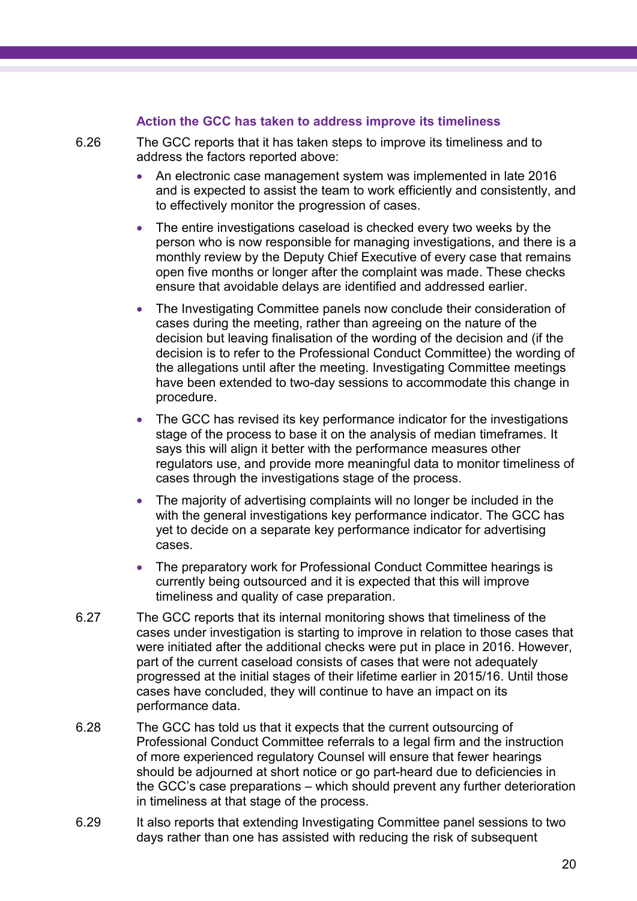### Action the GCC has taken to address improve its timeliness

6.26 The GCC reports that it has taken steps to improve its timeliness and to address the factors reported above:

- An electronic case management system was implemented in late 2016 and is expected to assist the team to work efficiently and consistently, and to effectively monitor the progression of cases.
- The entire investigations caseload is checked every two weeks by the person who is now responsible for managing investigations, and there is a monthly review by the Deputy Chief Executive of every case that remains open five months or longer after the complaint was made. These checks ensure that avoidable delays are identified and addressed earlier.
- The Investigating Committee panels now conclude their consideration of cases during the meeting, rather than agreeing on the nature of the decision but leaving finalisation of the wording of the decision and (if the decision is to refer to the Professional Conduct Committee) the wording of the allegations until after the meeting. Investigating Committee meetings have been extended to two-day sessions to accommodate this change in procedure.
- The GCC has revised its key performance indicator for the investigations stage of the process to base it on the analysis of median timeframes. It says this will align it better with the performance measures other regulators use, and provide more meaningful data to monitor timeliness of cases through the investigations stage of the process.
- The majority of advertising complaints will no longer be included in the with the general investigations key performance indicator. The GCC has yet to decide on a separate key performance indicator for advertising cases.
- The preparatory work for Professional Conduct Committee hearings is currently being outsourced and it is expected that this will improve timeliness and quality of case preparation.

6.27 The GCC reports that its internal monitoring shows that timeliness of the cases under investigation is starting to improve in relation to those cases that were initiated after the additional checks were put in place in 2016. However, part of the current caseload consists of cases that were not adequately progressed at the initial stages of their lifetime earlier in 2015/16. Until those cases have concluded, they will continue to have an impact on its performance data.

6.28 The GCC has told us that it expects that the current outsourcing of Professional Conduct Committee referrals to a legal firm and the instruction of more experienced regulatory Counsel will ensure that fewer hearings should be adjourned at short notice or go part-heard due to deficiencies in the GCC's case preparations – which should prevent any further deterioration in timeliness at that stage of the process.

6.29 It also reports that extending Investigating Committee panel sessions to two days rather than one has assisted with reducing the risk of subsequent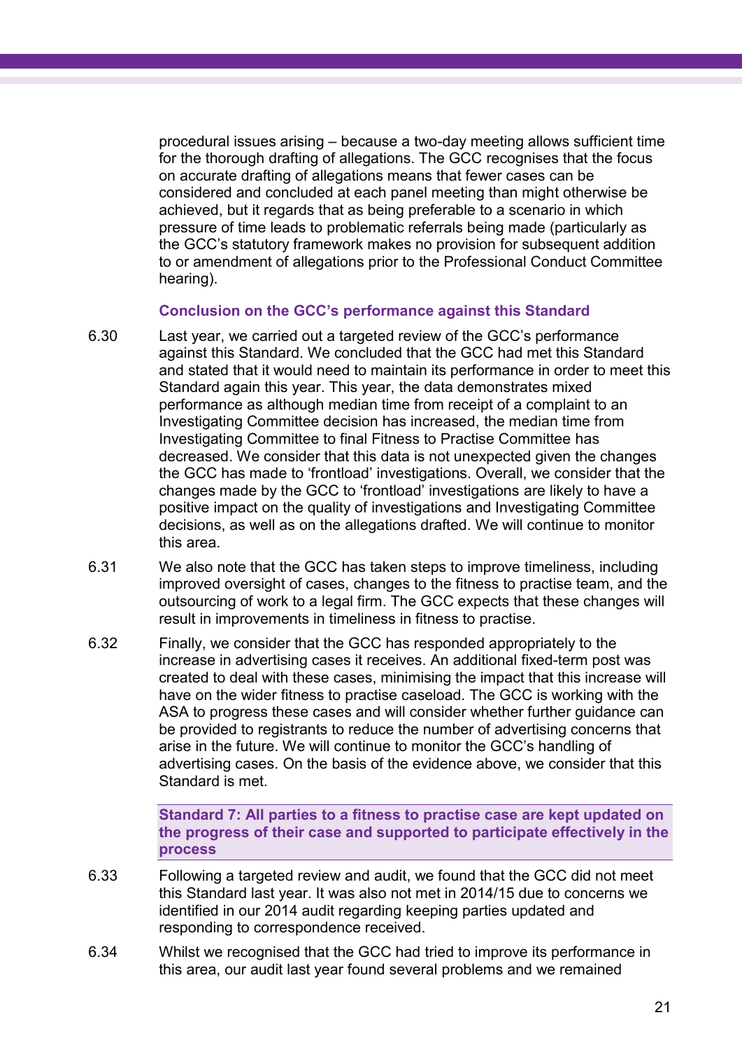procedural issues arising – because a two-day meeting allows sufficient time for the thorough drafting of allegations. The GCC recognises that the focus on accurate drafting of allegations means that fewer cases can be considered and concluded at each panel meeting than might otherwise be achieved, but it regards that as being preferable to a scenario in which pressure of time leads to problematic referrals being made (particularly as the GCC's statutory framework makes no provision for subsequent addition to or amendment of allegations prior to the Professional Conduct Committee hearing).

### Conclusion on the GCC's performance against this Standard

6.30 Last year, we carried out a targeted review of the GCC's performance against this Standard. We concluded that the GCC had met this Standard and stated that it would need to maintain its performance in order to meet this Standard again this year. This year, the data demonstrates mixed performance as although median time from receipt of a complaint to an Investigating Committee decision has increased, the median time from Investigating Committee to final Fitness to Practise Committee has decreased. We consider that this data is not unexpected given the changes the GCC has made to 'frontload' investigations. Overall, we consider that the changes made by the GCC to 'frontload' investigations are likely to have a positive impact on the quality of investigations and Investigating Committee decisions, as well as on the allegations drafted. We will continue to monitor this area.

6.31 We also note that the GCC has taken steps to improve timeliness, including improved oversight of cases, changes to the fitness to practise team, and the outsourcing of work to a legal firm. The GCC expects that these changes will result in improvements in timeliness in fitness to practise.

6.32 Finally, we consider that the GCC has responded appropriately to the increase in advertising cases it receives. An additional fixed-term post was created to deal with these cases, minimising the impact that this increase will have on the wider fitness to practise caseload. The GCC is working with the ASA to progress these cases and will consider whether further guidance can be provided to registrants to reduce the number of advertising concerns that arise in the future. We will continue to monitor the GCC's handling of advertising cases. On the basis of the evidence above, we consider that this Standard is met.

### Standard 7: All parties to a fitness to practise case are kept updated on the progress of their case and supported to participate effectively in the process

6.33 Following a targeted review and audit, we found that the GCC did not meet this Standard last year. It was also not met in 2014/15 due to concerns we identified in our 2014 audit regarding keeping parties updated and responding to correspondence received.

6.34 Whilst we recognised that the GCC had tried to improve its performance in this area, our audit last year found several problems and we remained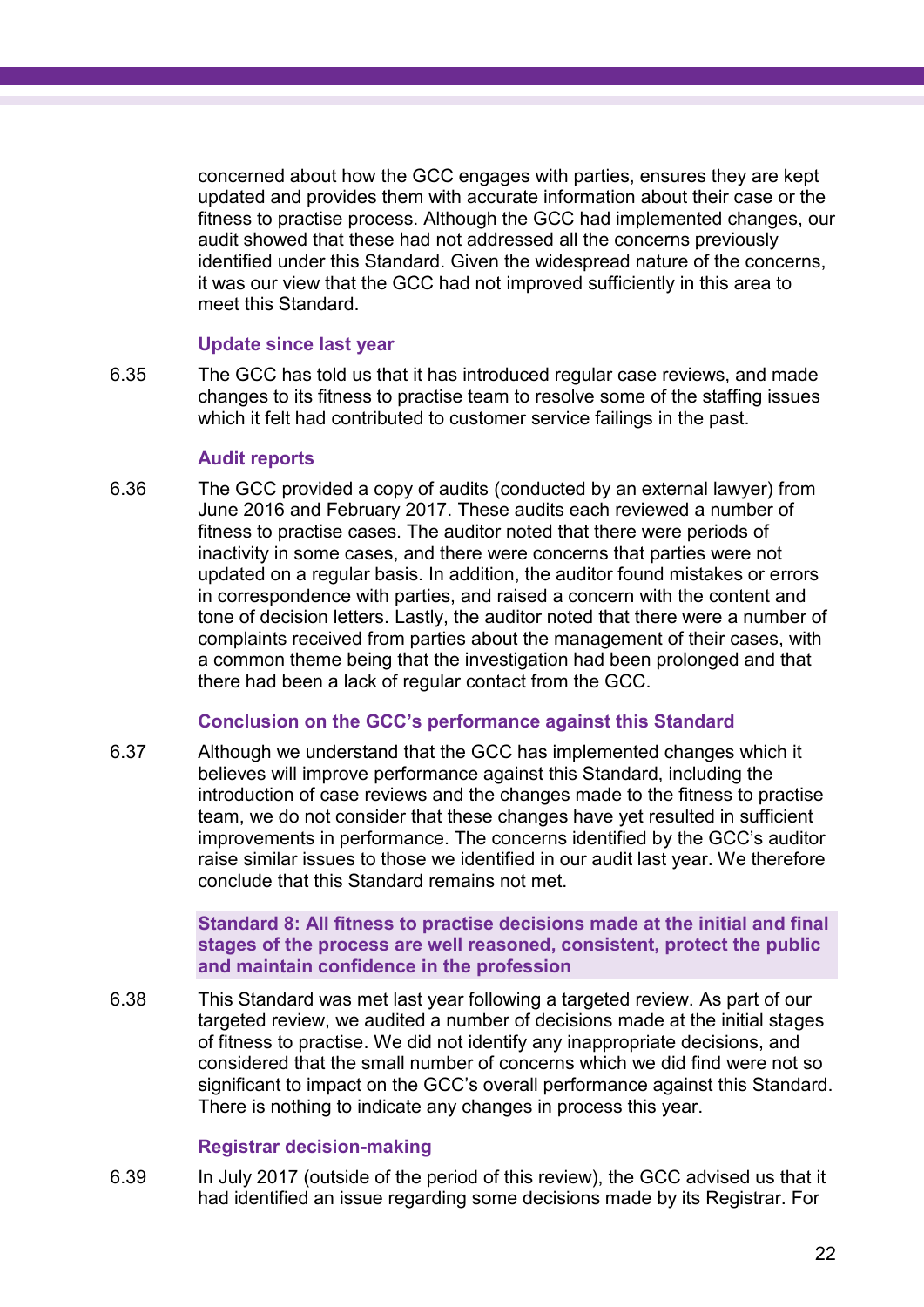concerned about how the GCC engages with parties, ensures they are kept updated and provides them with accurate information about their case or the fitness to practise process. Although the GCC had implemented changes, our audit showed that these had not addressed all the concerns previously identified under this Standard. Given the widespread nature of the concerns, it was our view that the GCC had not improved sufficiently in this area to meet this Standard.

### Update since last year

6.35 The GCC has told us that it has introduced regular case reviews, and made changes to its fitness to practise team to resolve some of the staffing issues which it felt had contributed to customer service failings in the past.

### Audit reports

6.36 The GCC provided a copy of audits (conducted by an external lawyer) from June 2016 and February 2017. These audits each reviewed a number of fitness to practise cases. The auditor noted that there were periods of inactivity in some cases, and there were concerns that parties were not updated on a regular basis. In addition, the auditor found mistakes or errors in correspondence with parties, and raised a concern with the content and tone of decision letters. Lastly, the auditor noted that there were a number of complaints received from parties about the management of their cases, with a common theme being that the investigation had been prolonged and that there had been a lack of regular contact from the GCC.

### Conclusion on the GCC's performance against this Standard

6.37 Although we understand that the GCC has implemented changes which it believes will improve performance against this Standard, including the introduction of case reviews and the changes made to the fitness to practise team, we do not consider that these changes have yet resulted in sufficient improvements in performance. The concerns identified by the GCC's auditor raise similar issues to those we identified in our audit last year. We therefore conclude that this Standard remains not met.

### Standard 8: All fitness to practise decisions made at the initial and final stages of the process are well reasoned, consistent, protect the public and maintain confidence in the profession

6.38 This Standard was met last year following a targeted review. As part of our targeted review, we audited a number of decisions made at the initial stages of fitness to practise. We did not identify any inappropriate decisions, and considered that the small number of concerns which we did find were not so significant to impact on the GCC's overall performance against this Standard. There is nothing to indicate any changes in process this year.

### Registrar decision-making

6.39 In July 2017 (outside of the period of this review), the GCC advised us that it had identified an issue regarding some decisions made by its Registrar. For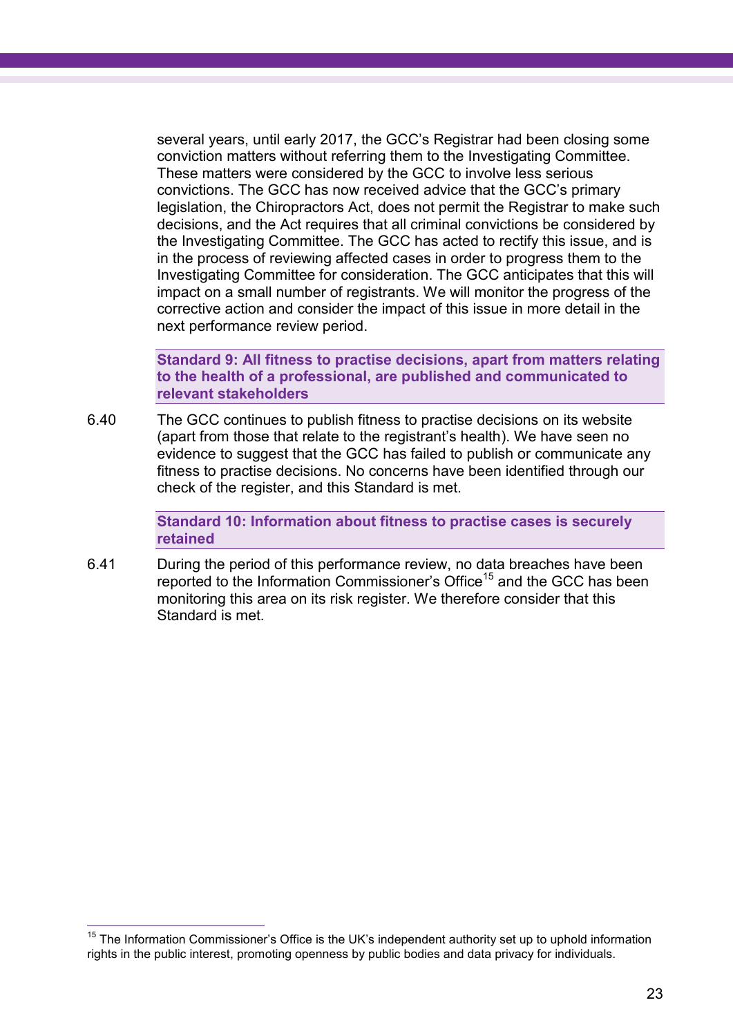several years, until early 2017, the GCC's Registrar had been closing some conviction matters without referring them to the Investigating Committee. These matters were considered by the GCC to involve less serious convictions. The GCC has now received advice that the GCC's primary legislation, the Chiropractors Act, does not permit the Registrar to make such decisions, and the Act requires that all criminal convictions be considered by the Investigating Committee. The GCC has acted to rectify this issue, and is in the process of reviewing affected cases in order to progress them to the Investigating Committee for consideration. The GCC anticipates that this will impact on a small number of registrants. We will monitor the progress of the corrective action and consider the impact of this issue in more detail in the next performance review period.

**Standard 9: All fitness to practise decisions, apart from matters relating to the health of a professional, are published and communicated to relevant stakeholders**

6.40 The GCC continues to publish fitness to practise decisions on its website (apart from those that relate to the registrant's health). We have seen no evidence to suggest that the GCC has failed to publish or communicate any fitness to practise decisions. No concerns have been identified through our check of the register, and this Standard is met.

**Standard 10: Information about fitness to practise cases is securely retained**

6.41 During the period of this performance review, no data breaches have been reported to the Information Commissioner's Office[15] and the GCC has been monitoring this area on its risk register. We therefore consider that this Standard is met.

[15] The Information Commissioner's Office is the UK's independent authority set up to uphold information rights in the public interest, promoting openness by public bodies and data privacy for individuals.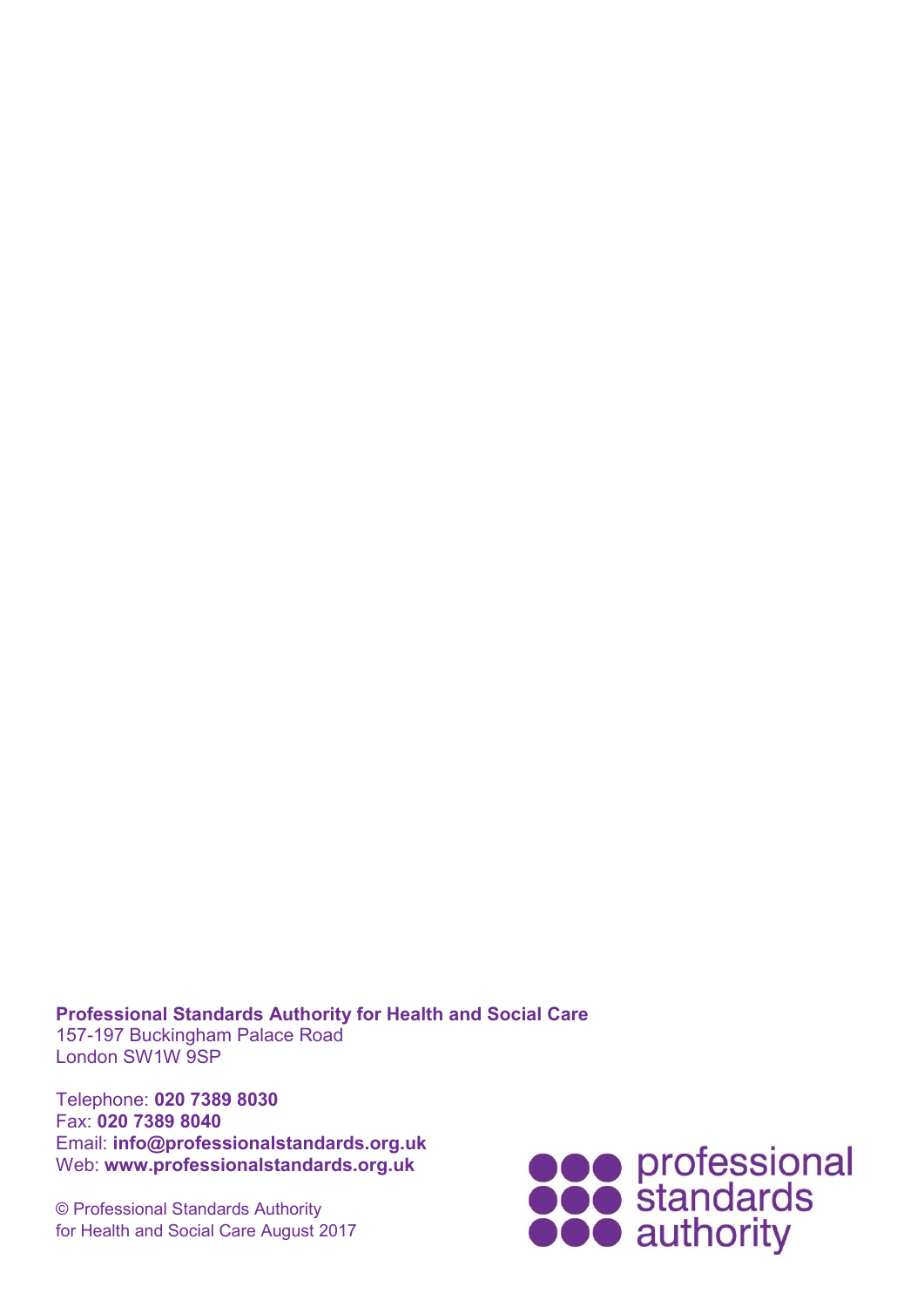**Professional Standards Authority for Health and Social Care**
157-197 Buckingham Palace Road
London SW1W 9SP

Telephone: **020 7389 8030**
Fax: **020 7389 8040**
Email: **info@professionalstandards.org.uk**
Web: **www.professionalstandards.org.uk**

© Professional Standards Authority
for Health and Social Care August 2017

professional
standards
authority